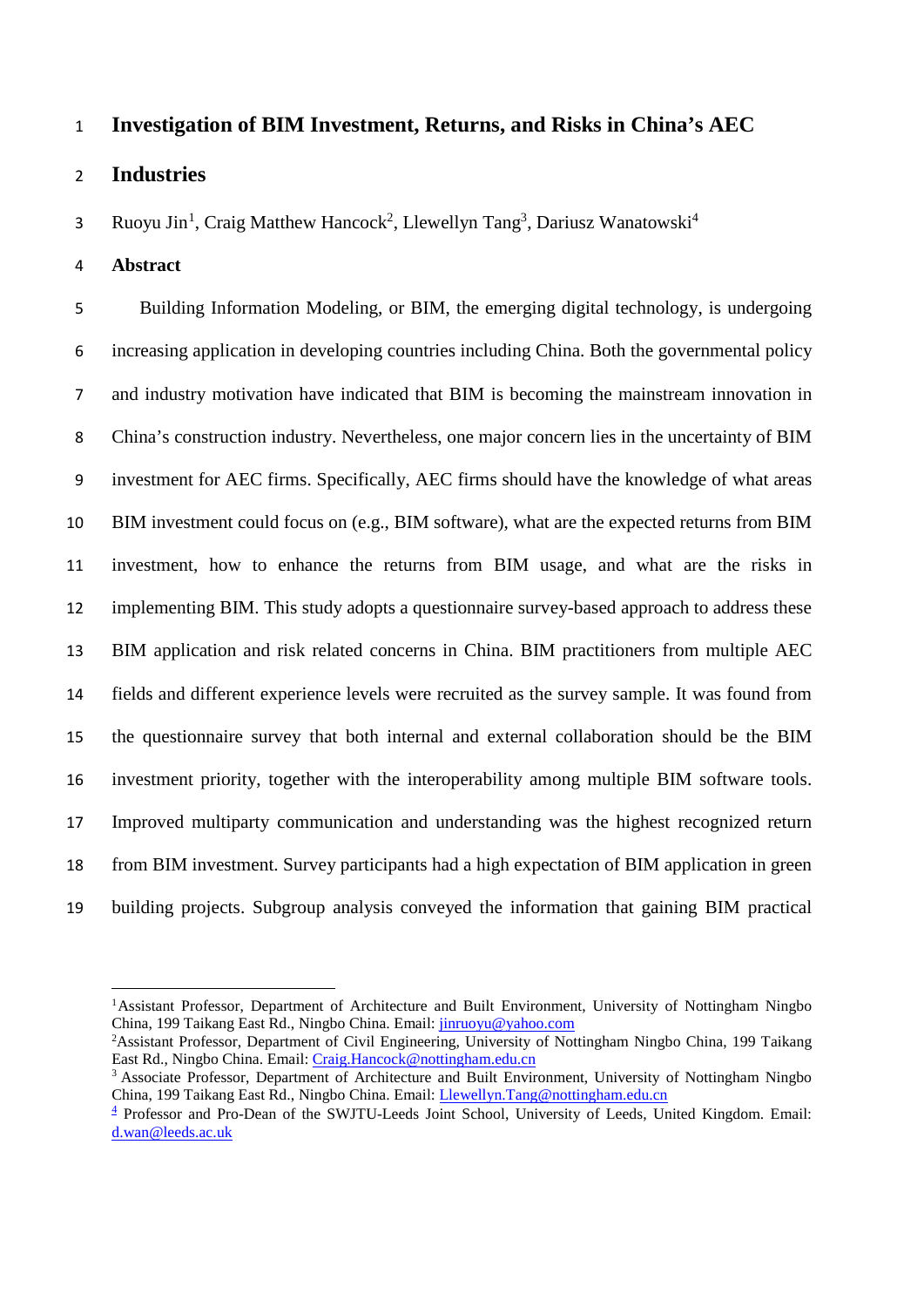# Investigation of BIM Investment, Returns, and Risks in China's AEC Industries

Ruoyu Jin[1], Craig Matthew Hancock[2], Llewellyn Tang[3], Dariusz Wanatowski[4]

## Abstract

Building Information Modeling, or BIM, the emerging digital technology, is undergoing increasing application in developing countries including China. Both the governmental policy and industry motivation have indicated that BIM is becoming the mainstream innovation in China's construction industry. Nevertheless, one major concern lies in the uncertainty of BIM investment for AEC firms. Specifically, AEC firms should have the knowledge of what areas BIM investment could focus on (e.g., BIM software), what are the expected returns from BIM investment, how to enhance the returns from BIM usage, and what are the risks in implementing BIM. This study adopts a questionnaire survey-based approach to address these BIM application and risk related concerns in China. BIM practitioners from multiple AEC fields and different experience levels were recruited as the survey sample. It was found from the questionnaire survey that both internal and external collaboration should be the BIM investment priority, together with the interoperability among multiple BIM software tools. Improved multiparty communication and understanding was the highest recognized return from BIM investment. Survey participants had a high expectation of BIM application in green building projects. Subgroup analysis conveyed the information that gaining BIM practical

---

[1] Assistant Professor, Department of Architecture and Built Environment, University of Nottingham Ningbo China, 199 Taikang East Rd., Ningbo China. Email: jinruoyu@yahoo.com

[2] Assistant Professor, Department of Civil Engineering, University of Nottingham Ningbo China, 199 Taikang East Rd., Ningbo China. Email: Craig.Hancock@nottingham.edu.cn

[3] Associate Professor, Department of Architecture and Built Environment, University of Nottingham Ningbo China, 199 Taikang East Rd., Ningbo China. Email: Llewellyn.Tang@nottingham.edu.cn

[4] Professor and Pro-Dean of the SWJTU-Leeds Joint School, University of Leeds, United Kingdom. Email: d.wan@leeds.ac.uk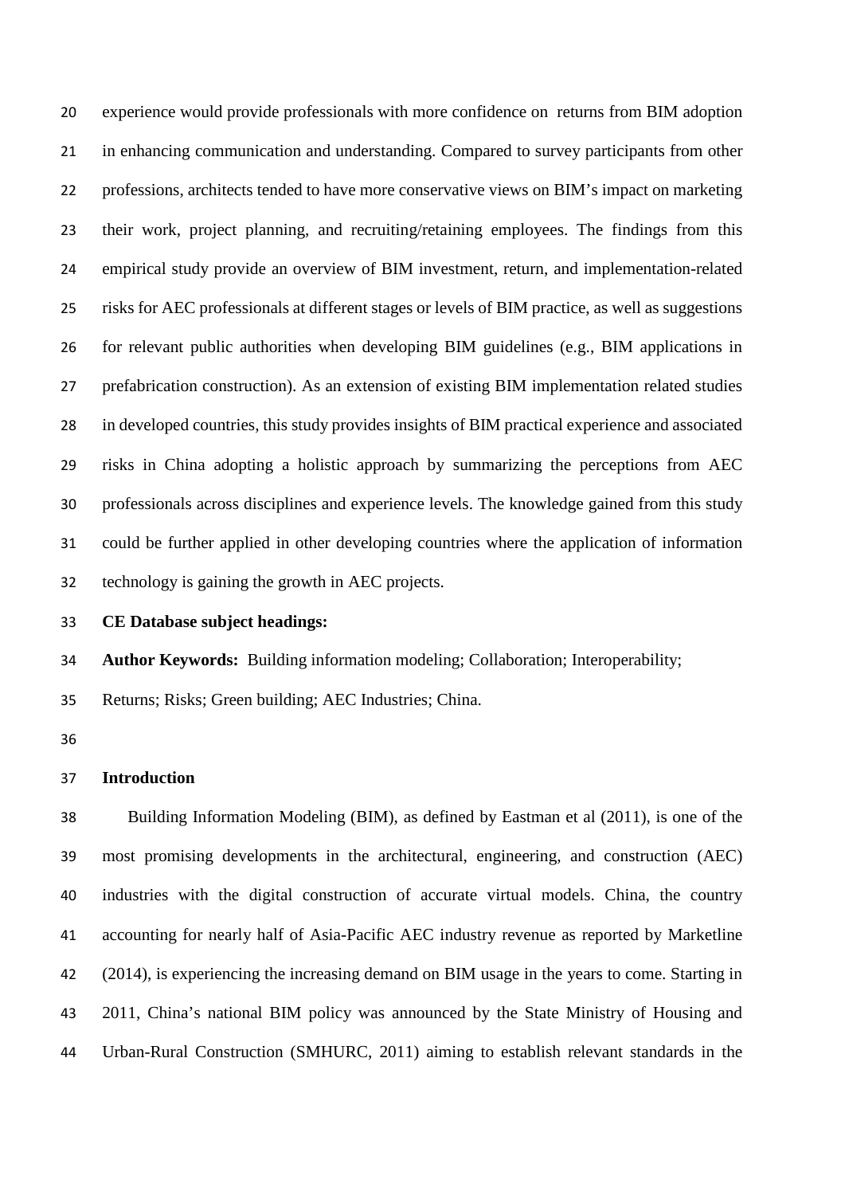experience would provide professionals with more confidence on returns from BIM adoption in enhancing communication and understanding. Compared to survey participants from other professions, architects tended to have more conservative views on BIM's impact on marketing their work, project planning, and recruiting/retaining employees. The findings from this empirical study provide an overview of BIM investment, return, and implementation-related risks for AEC professionals at different stages or levels of BIM practice, as well as suggestions for relevant public authorities when developing BIM guidelines (e.g., BIM applications in prefabrication construction). As an extension of existing BIM implementation related studies in developed countries, this study provides insights of BIM practical experience and associated risks in China adopting a holistic approach by summarizing the perceptions from AEC professionals across disciplines and experience levels. The knowledge gained from this study could be further applied in other developing countries where the application of information technology is gaining the growth in AEC projects.

**CE Database subject headings:**

**Author Keywords:** Building information modeling; Collaboration; Interoperability; Returns; Risks; Green building; AEC Industries; China.

## Introduction

Building Information Modeling (BIM), as defined by Eastman et al (2011), is one of the most promising developments in the architectural, engineering, and construction (AEC) industries with the digital construction of accurate virtual models. China, the country accounting for nearly half of Asia-Pacific AEC industry revenue as reported by Marketline (2014), is experiencing the increasing demand on BIM usage in the years to come. Starting in 2011, China's national BIM policy was announced by the State Ministry of Housing and Urban-Rural Construction (SMHURC, 2011) aiming to establish relevant standards in the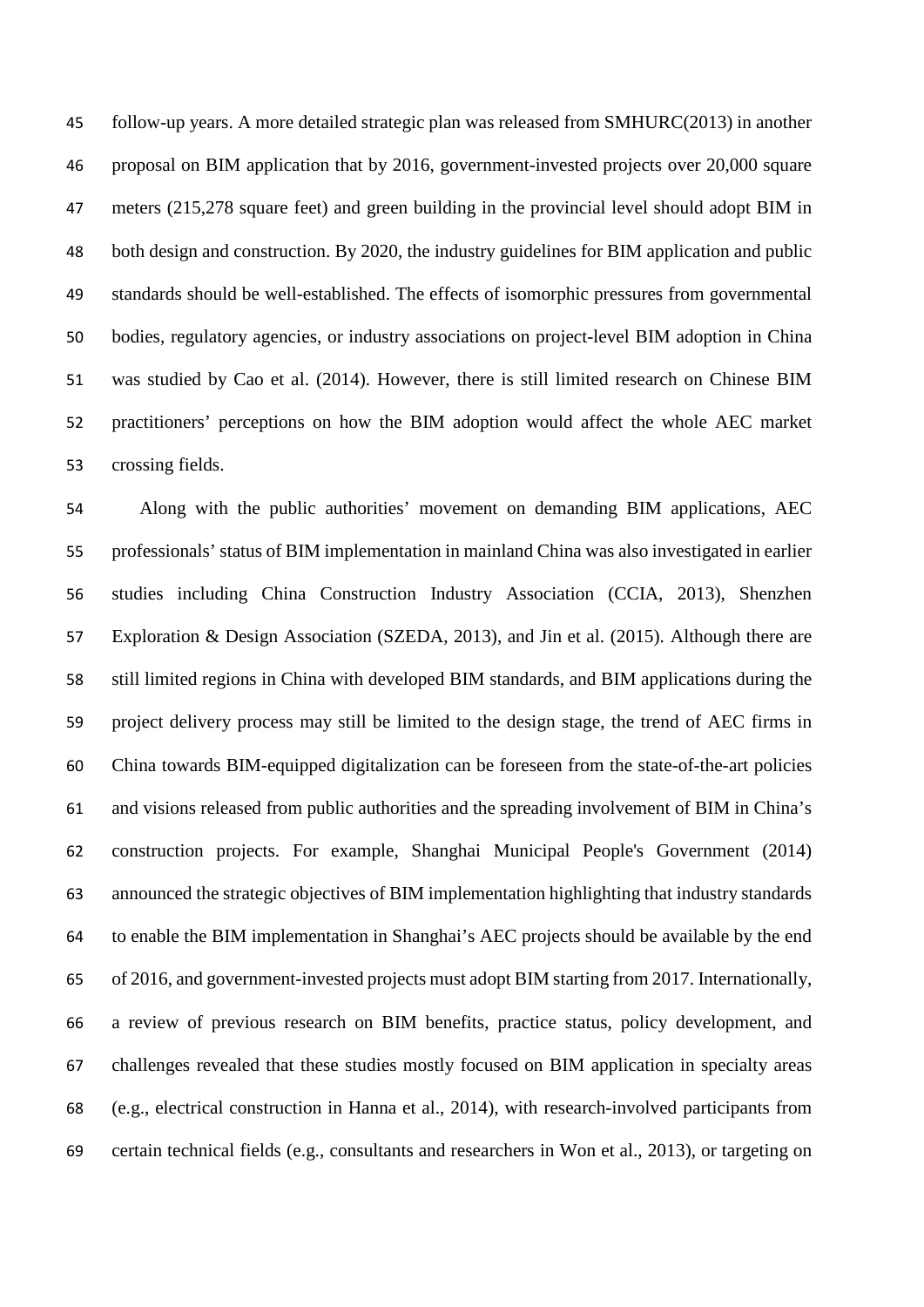follow-up years. A more detailed strategic plan was released from SMHURC(2013) in another proposal on BIM application that by 2016, government-invested projects over 20,000 square meters (215,278 square feet) and green building in the provincial level should adopt BIM in both design and construction. By 2020, the industry guidelines for BIM application and public standards should be well-established. The effects of isomorphic pressures from governmental bodies, regulatory agencies, or industry associations on project-level BIM adoption in China was studied by Cao et al. (2014). However, there is still limited research on Chinese BIM practitioners' perceptions on how the BIM adoption would affect the whole AEC market crossing fields.

Along with the public authorities' movement on demanding BIM applications, AEC professionals' status of BIM implementation in mainland China was also investigated in earlier studies including China Construction Industry Association (CCIA, 2013), Shenzhen Exploration & Design Association (SZEDA, 2013), and Jin et al. (2015). Although there are still limited regions in China with developed BIM standards, and BIM applications during the project delivery process may still be limited to the design stage, the trend of AEC firms in China towards BIM-equipped digitalization can be foreseen from the state-of-the-art policies and visions released from public authorities and the spreading involvement of BIM in China's construction projects. For example, Shanghai Municipal People's Government (2014) announced the strategic objectives of BIM implementation highlighting that industry standards to enable the BIM implementation in Shanghai's AEC projects should be available by the end of 2016, and government-invested projects must adopt BIM starting from 2017. Internationally, a review of previous research on BIM benefits, practice status, policy development, and challenges revealed that these studies mostly focused on BIM application in specialty areas (e.g., electrical construction in Hanna et al., 2014), with research-involved participants from certain technical fields (e.g., consultants and researchers in Won et al., 2013), or targeting on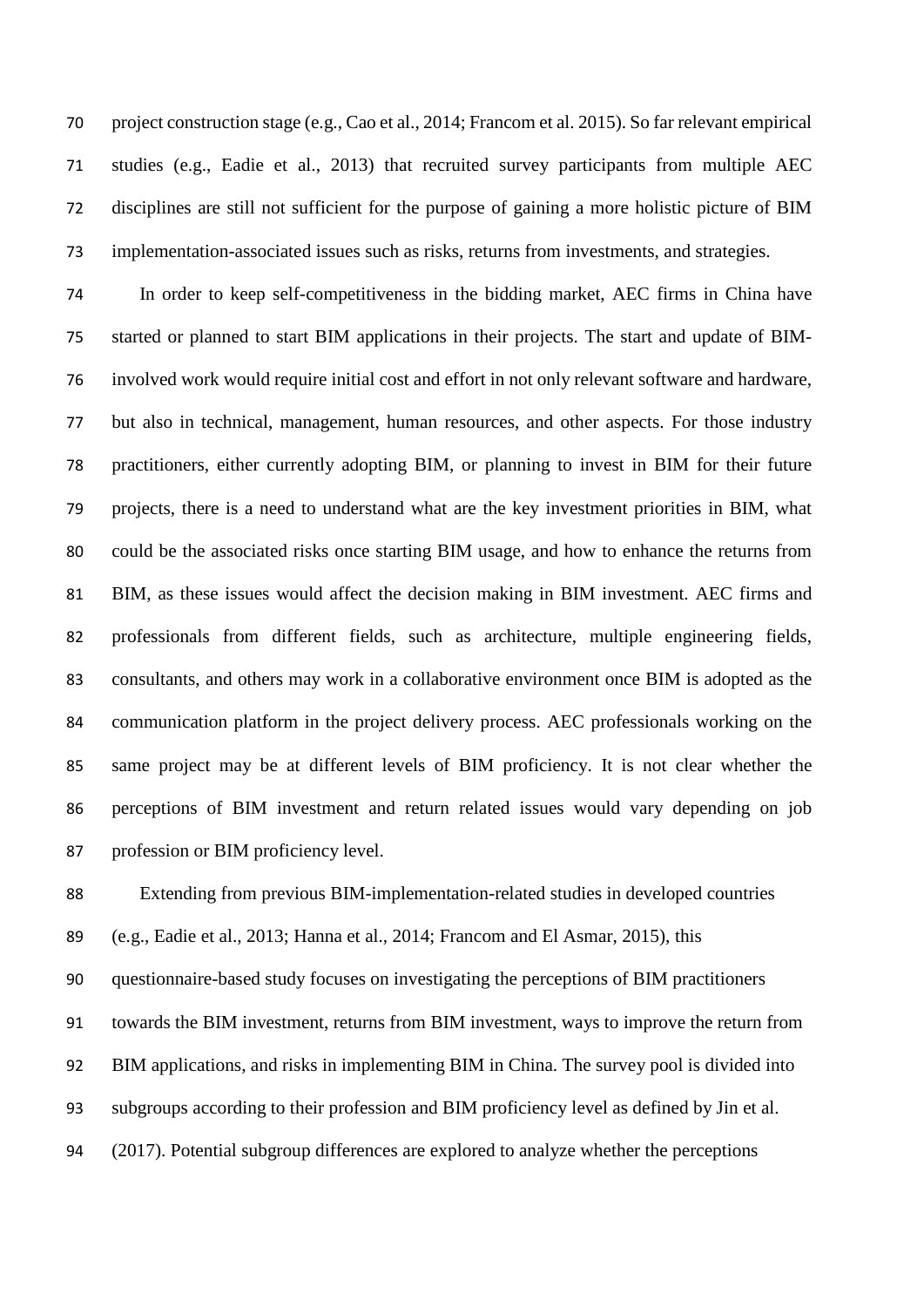project construction stage (e.g., Cao et al., 2014; Francom et al. 2015). So far relevant empirical studies (e.g., Eadie et al., 2013) that recruited survey participants from multiple AEC disciplines are still not sufficient for the purpose of gaining a more holistic picture of BIM implementation-associated issues such as risks, returns from investments, and strategies.

In order to keep self-competitiveness in the bidding market, AEC firms in China have started or planned to start BIM applications in their projects. The start and update of BIM-involved work would require initial cost and effort in not only relevant software and hardware, but also in technical, management, human resources, and other aspects. For those industry practitioners, either currently adopting BIM, or planning to invest in BIM for their future projects, there is a need to understand what are the key investment priorities in BIM, what could be the associated risks once starting BIM usage, and how to enhance the returns from BIM, as these issues would affect the decision making in BIM investment. AEC firms and professionals from different fields, such as architecture, multiple engineering fields, consultants, and others may work in a collaborative environment once BIM is adopted as the communication platform in the project delivery process. AEC professionals working on the same project may be at different levels of BIM proficiency. It is not clear whether the perceptions of BIM investment and return related issues would vary depending on job profession or BIM proficiency level.

Extending from previous BIM-implementation-related studies in developed countries (e.g., Eadie et al., 2013; Hanna et al., 2014; Francom and El Asmar, 2015), this questionnaire-based study focuses on investigating the perceptions of BIM practitioners towards the BIM investment, returns from BIM investment, ways to improve the return from BIM applications, and risks in implementing BIM in China. The survey pool is divided into subgroups according to their profession and BIM proficiency level as defined by Jin et al. (2017). Potential subgroup differences are explored to analyze whether the perceptions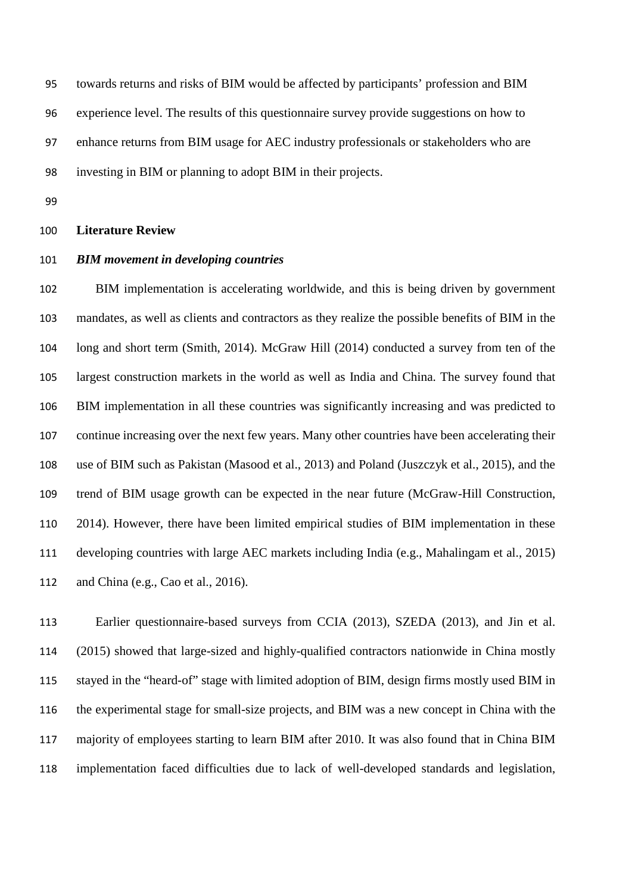towards returns and risks of BIM would be affected by participants' profession and BIM experience level. The results of this questionnaire survey provide suggestions on how to enhance returns from BIM usage for AEC industry professionals or stakeholders who are investing in BIM or planning to adopt BIM in their projects.

## Literature Review

### *BIM movement in developing countries*

BIM implementation is accelerating worldwide, and this is being driven by government mandates, as well as clients and contractors as they realize the possible benefits of BIM in the long and short term (Smith, 2014). McGraw Hill (2014) conducted a survey from ten of the largest construction markets in the world as well as India and China. The survey found that BIM implementation in all these countries was significantly increasing and was predicted to continue increasing over the next few years. Many other countries have been accelerating their use of BIM such as Pakistan (Masood et al., 2013) and Poland (Juszczyk et al., 2015), and the trend of BIM usage growth can be expected in the near future (McGraw-Hill Construction, 2014). However, there have been limited empirical studies of BIM implementation in these developing countries with large AEC markets including India (e.g., Mahalingam et al., 2015) and China (e.g., Cao et al., 2016).

Earlier questionnaire-based surveys from CCIA (2013), SZEDA (2013), and Jin et al. (2015) showed that large-sized and highly-qualified contractors nationwide in China mostly stayed in the "heard-of" stage with limited adoption of BIM, design firms mostly used BIM in the experimental stage for small-size projects, and BIM was a new concept in China with the majority of employees starting to learn BIM after 2010. It was also found that in China BIM implementation faced difficulties due to lack of well-developed standards and legislation,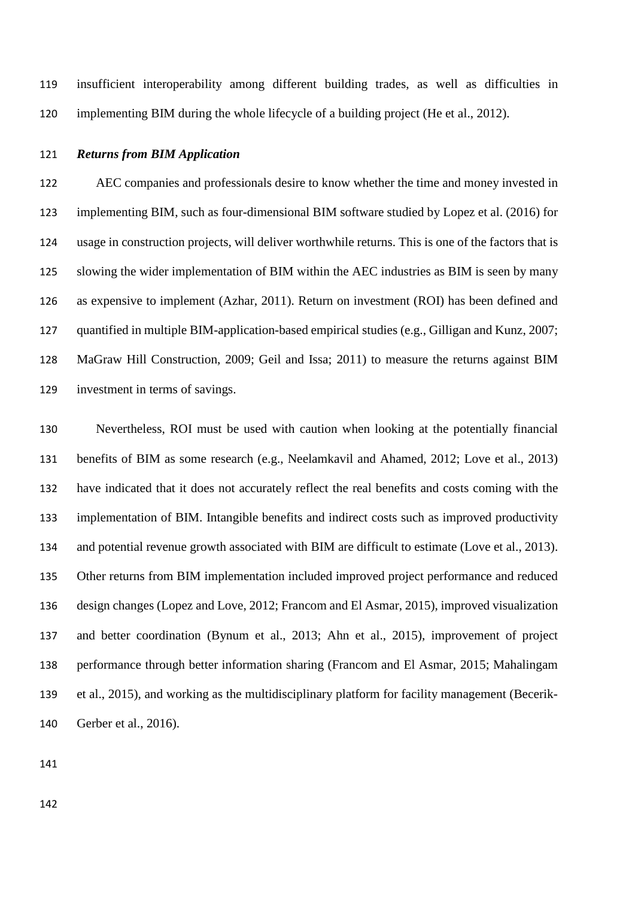insufficient interoperability among different building trades, as well as difficulties in implementing BIM during the whole lifecycle of a building project (He et al., 2012).

***Returns from BIM Application***

AEC companies and professionals desire to know whether the time and money invested in implementing BIM, such as four-dimensional BIM software studied by Lopez et al. (2016) for usage in construction projects, will deliver worthwhile returns. This is one of the factors that is slowing the wider implementation of BIM within the AEC industries as BIM is seen by many as expensive to implement (Azhar, 2011). Return on investment (ROI) has been defined and quantified in multiple BIM-application-based empirical studies (e.g., Gilligan and Kunz, 2007; MaGraw Hill Construction, 2009; Geil and Issa; 2011) to measure the returns against BIM investment in terms of savings.

Nevertheless, ROI must be used with caution when looking at the potentially financial benefits of BIM as some research (e.g., Neelamkavil and Ahamed, 2012; Love et al., 2013) have indicated that it does not accurately reflect the real benefits and costs coming with the implementation of BIM. Intangible benefits and indirect costs such as improved productivity and potential revenue growth associated with BIM are difficult to estimate (Love et al., 2013). Other returns from BIM implementation included improved project performance and reduced design changes (Lopez and Love, 2012; Francom and El Asmar, 2015), improved visualization and better coordination (Bynum et al., 2013; Ahn et al., 2015), improvement of project performance through better information sharing (Francom and El Asmar, 2015; Mahalingam et al., 2015), and working as the multidisciplinary platform for facility management (Becerik-Gerber et al., 2016).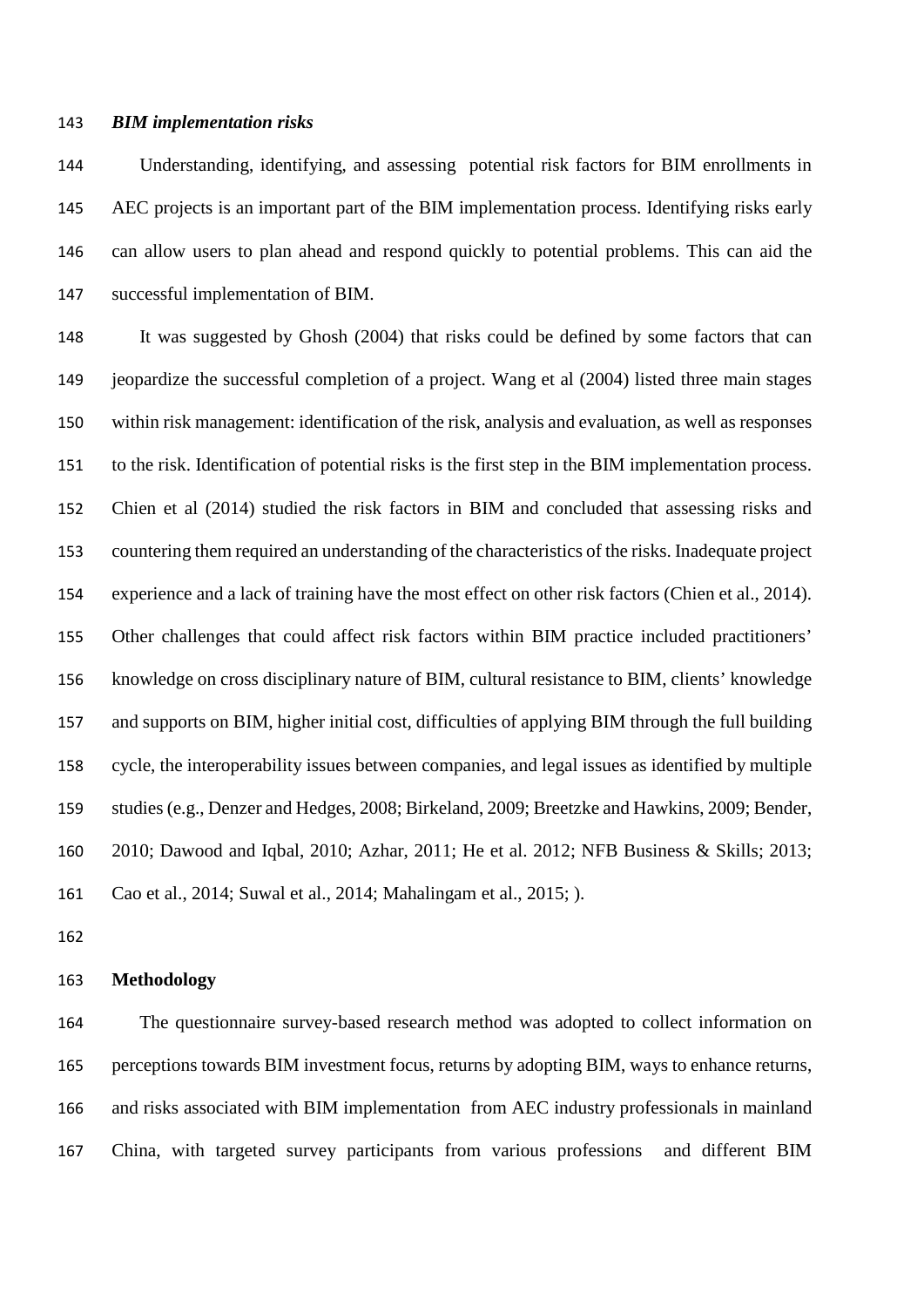### *BIM implementation risks*

Understanding, identifying, and assessing potential risk factors for BIM enrollments in AEC projects is an important part of the BIM implementation process. Identifying risks early can allow users to plan ahead and respond quickly to potential problems. This can aid the successful implementation of BIM.

It was suggested by Ghosh (2004) that risks could be defined by some factors that can jeopardize the successful completion of a project. Wang et al (2004) listed three main stages within risk management: identification of the risk, analysis and evaluation, as well as responses to the risk. Identification of potential risks is the first step in the BIM implementation process. Chien et al (2014) studied the risk factors in BIM and concluded that assessing risks and countering them required an understanding of the characteristics of the risks. Inadequate project experience and a lack of training have the most effect on other risk factors (Chien et al., 2014). Other challenges that could affect risk factors within BIM practice included practitioners' knowledge on cross disciplinary nature of BIM, cultural resistance to BIM, clients' knowledge and supports on BIM, higher initial cost, difficulties of applying BIM through the full building cycle, the interoperability issues between companies, and legal issues as identified by multiple studies (e.g., Denzer and Hedges, 2008; Birkeland, 2009; Breetzke and Hawkins, 2009; Bender, 2010; Dawood and Iqbal, 2010; Azhar, 2011; He et al. 2012; NFB Business & Skills; 2013; Cao et al., 2014; Suwal et al., 2014; Mahalingam et al., 2015; ).

## Methodology

The questionnaire survey-based research method was adopted to collect information on perceptions towards BIM investment focus, returns by adopting BIM, ways to enhance returns, and risks associated with BIM implementation from AEC industry professionals in mainland China, with targeted survey participants from various professions and different BIM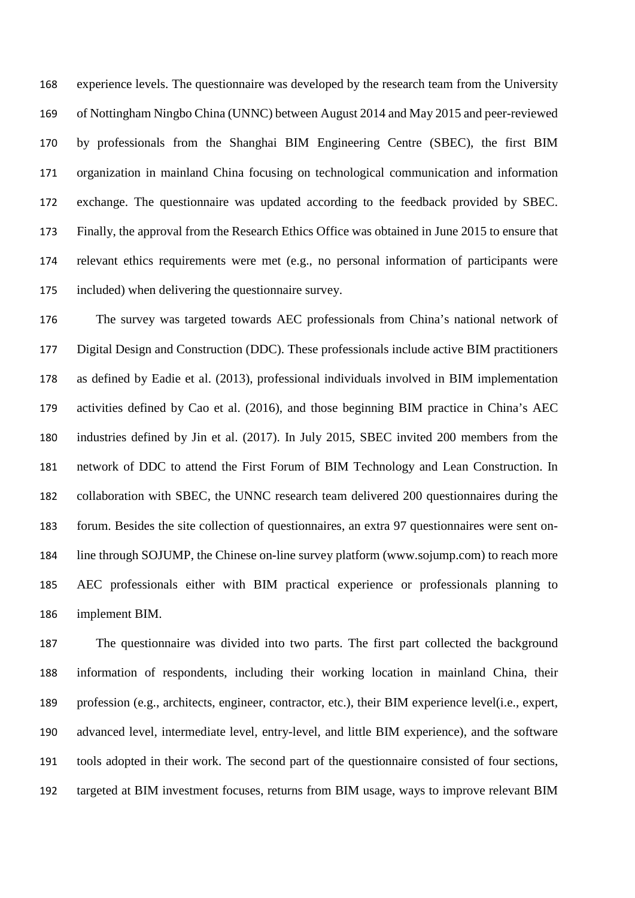experience levels. The questionnaire was developed by the research team from the University of Nottingham Ningbo China (UNNC) between August 2014 and May 2015 and peer-reviewed by professionals from the Shanghai BIM Engineering Centre (SBEC), the first BIM organization in mainland China focusing on technological communication and information exchange. The questionnaire was updated according to the feedback provided by SBEC. Finally, the approval from the Research Ethics Office was obtained in June 2015 to ensure that relevant ethics requirements were met (e.g., no personal information of participants were included) when delivering the questionnaire survey.

The survey was targeted towards AEC professionals from China's national network of Digital Design and Construction (DDC). These professionals include active BIM practitioners as defined by Eadie et al. (2013), professional individuals involved in BIM implementation activities defined by Cao et al. (2016), and those beginning BIM practice in China's AEC industries defined by Jin et al. (2017). In July 2015, SBEC invited 200 members from the network of DDC to attend the First Forum of BIM Technology and Lean Construction. In collaboration with SBEC, the UNNC research team delivered 200 questionnaires during the forum. Besides the site collection of questionnaires, an extra 97 questionnaires were sent on-line through SOJUMP, the Chinese on-line survey platform (www.sojump.com) to reach more AEC professionals either with BIM practical experience or professionals planning to implement BIM.

The questionnaire was divided into two parts. The first part collected the background information of respondents, including their working location in mainland China, their profession (e.g., architects, engineer, contractor, etc.), their BIM experience level(i.e., expert, advanced level, intermediate level, entry-level, and little BIM experience), and the software tools adopted in their work. The second part of the questionnaire consisted of four sections, targeted at BIM investment focuses, returns from BIM usage, ways to improve relevant BIM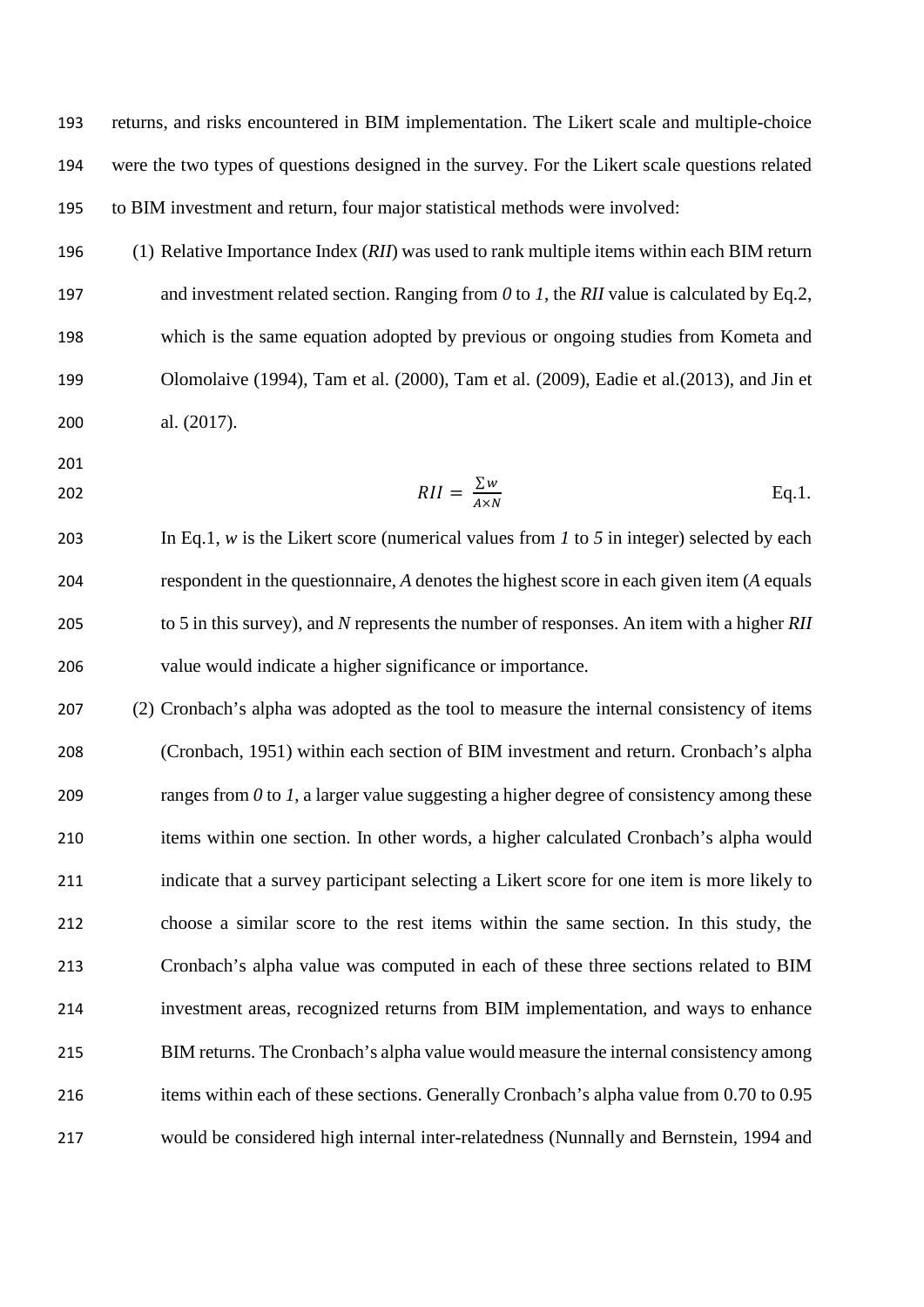returns, and risks encountered in BIM implementation. The Likert scale and multiple-choice were the two types of questions designed in the survey. For the Likert scale questions related to BIM investment and return, four major statistical methods were involved:

(1) Relative Importance Index (*RII*) was used to rank multiple items within each BIM return and investment related section. Ranging from *0* to *1*, the *RII* value is calculated by Eq.2, which is the same equation adopted by previous or ongoing studies from Kometa and Olomolaive (1994), Tam et al. (2000), Tam et al. (2009), Eadie et al.(2013), and Jin et al. (2017).

$$RII = \frac{\sum w}{A \times N} \qquad \text{Eq.1.}$$

In Eq.1, *w* is the Likert score (numerical values from *1* to *5* in integer) selected by each respondent in the questionnaire, *A* denotes the highest score in each given item (*A* equals to 5 in this survey), and *N* represents the number of responses. An item with a higher *RII* value would indicate a higher significance or importance.

(2) Cronbach's alpha was adopted as the tool to measure the internal consistency of items (Cronbach, 1951) within each section of BIM investment and return. Cronbach's alpha ranges from *0* to *1*, a larger value suggesting a higher degree of consistency among these items within one section. In other words, a higher calculated Cronbach's alpha would indicate that a survey participant selecting a Likert score for one item is more likely to choose a similar score to the rest items within the same section. In this study, the Cronbach's alpha value was computed in each of these three sections related to BIM investment areas, recognized returns from BIM implementation, and ways to enhance BIM returns. The Cronbach's alpha value would measure the internal consistency among items within each of these sections. Generally Cronbach's alpha value from 0.70 to 0.95 would be considered high internal inter-relatedness (Nunnally and Bernstein, 1994 and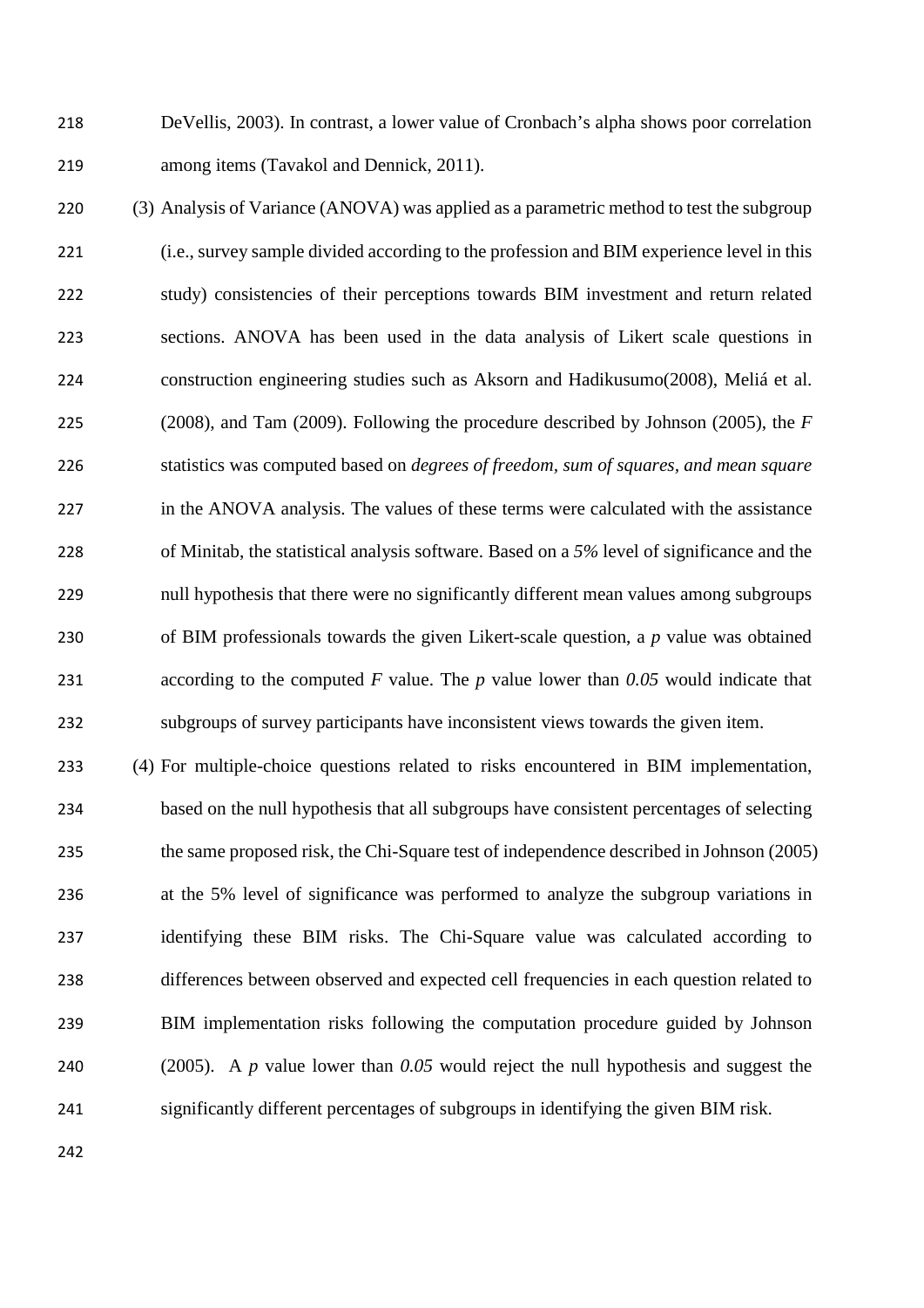DeVellis, 2003). In contrast, a lower value of Cronbach's alpha shows poor correlation among items (Tavakol and Dennick, 2011).

(3) Analysis of Variance (ANOVA) was applied as a parametric method to test the subgroup (i.e., survey sample divided according to the profession and BIM experience level in this study) consistencies of their perceptions towards BIM investment and return related sections. ANOVA has been used in the data analysis of Likert scale questions in construction engineering studies such as Aksorn and Hadikusumo(2008), Meliá et al. (2008), and Tam (2009). Following the procedure described by Johnson (2005), the $F$ statistics was computed based on *degrees of freedom, sum of squares, and mean square* in the ANOVA analysis. The values of these terms were calculated with the assistance of Minitab, the statistical analysis software. Based on a *5%* level of significance and the null hypothesis that there were no significantly different mean values among subgroups of BIM professionals towards the given Likert-scale question, a $p$ value was obtained according to the computed $F$ value. The $p$ value lower than $0.05$ would indicate that subgroups of survey participants have inconsistent views towards the given item.

(4) For multiple-choice questions related to risks encountered in BIM implementation, based on the null hypothesis that all subgroups have consistent percentages of selecting the same proposed risk, the Chi-Square test of independence described in Johnson (2005) at the 5% level of significance was performed to analyze the subgroup variations in identifying these BIM risks. The Chi-Square value was calculated according to differences between observed and expected cell frequencies in each question related to BIM implementation risks following the computation procedure guided by Johnson (2005). A $p$ value lower than $0.05$ would reject the null hypothesis and suggest the significantly different percentages of subgroups in identifying the given BIM risk.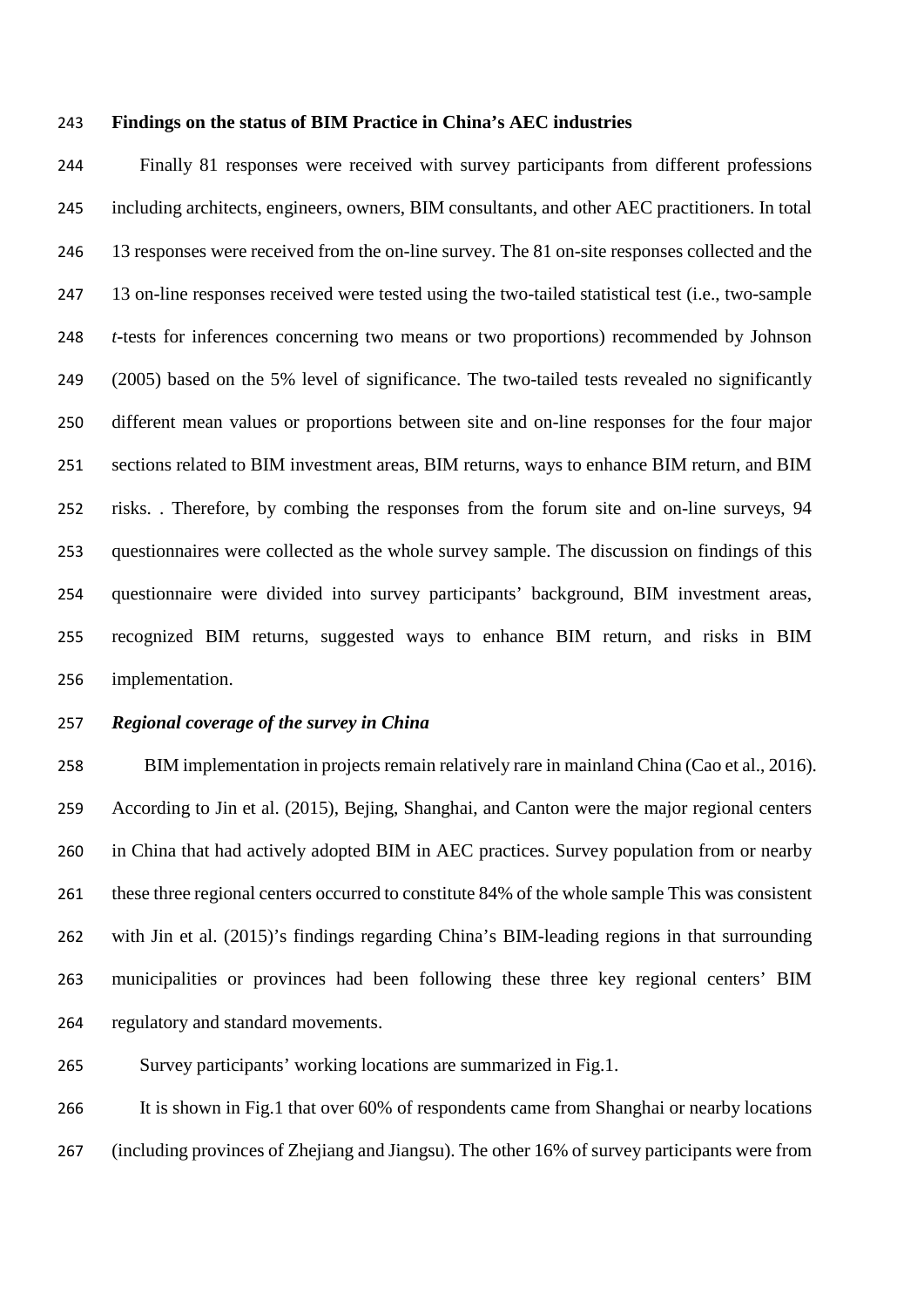**Findings on the status of BIM Practice in China's AEC industries**

Finally 81 responses were received with survey participants from different professions including architects, engineers, owners, BIM consultants, and other AEC practitioners. In total 13 responses were received from the on-line survey. The 81 on-site responses collected and the 13 on-line responses received were tested using the two-tailed statistical test (i.e., two-sample *t*-tests for inferences concerning two means or two proportions) recommended by Johnson (2005) based on the 5% level of significance. The two-tailed tests revealed no significantly different mean values or proportions between site and on-line responses for the four major sections related to BIM investment areas, BIM returns, ways to enhance BIM return, and BIM risks. . Therefore, by combing the responses from the forum site and on-line surveys, 94 questionnaires were collected as the whole survey sample. The discussion on findings of this questionnaire were divided into survey participants' background, BIM investment areas, recognized BIM returns, suggested ways to enhance BIM return, and risks in BIM implementation.

***Regional coverage of the survey in China***

BIM implementation in projects remain relatively rare in mainland China (Cao et al., 2016). According to Jin et al. (2015), Bejing, Shanghai, and Canton were the major regional centers in China that had actively adopted BIM in AEC practices. Survey population from or nearby these three regional centers occurred to constitute 84% of the whole sample This was consistent with Jin et al. (2015)'s findings regarding China's BIM-leading regions in that surrounding municipalities or provinces had been following these three key regional centers' BIM regulatory and standard movements.

Survey participants' working locations are summarized in Fig.1.

It is shown in Fig.1 that over 60% of respondents came from Shanghai or nearby locations (including provinces of Zhejiang and Jiangsu). The other 16% of survey participants were from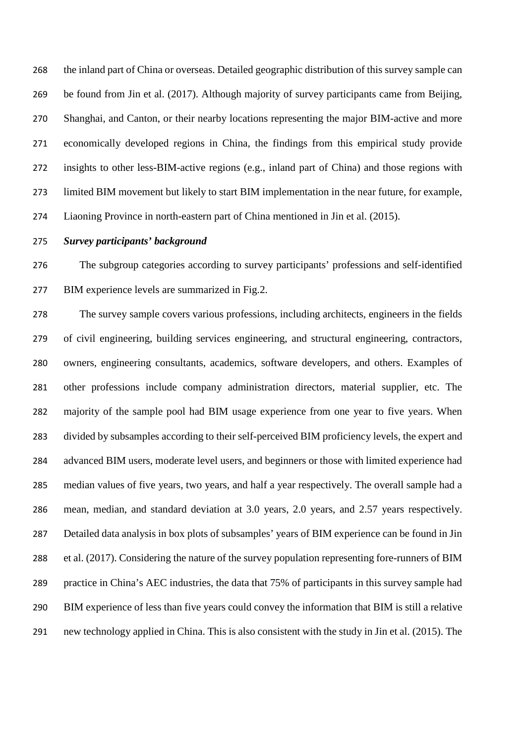the inland part of China or overseas. Detailed geographic distribution of this survey sample can be found from Jin et al. (2017). Although majority of survey participants came from Beijing, Shanghai, and Canton, or their nearby locations representing the major BIM-active and more economically developed regions in China, the findings from this empirical study provide insights to other less-BIM-active regions (e.g., inland part of China) and those regions with limited BIM movement but likely to start BIM implementation in the near future, for example, Liaoning Province in north-eastern part of China mentioned in Jin et al. (2015).

***Survey participants' background***

The subgroup categories according to survey participants' professions and self-identified BIM experience levels are summarized in Fig.2.

The survey sample covers various professions, including architects, engineers in the fields of civil engineering, building services engineering, and structural engineering, contractors, owners, engineering consultants, academics, software developers, and others. Examples of other professions include company administration directors, material supplier, etc. The majority of the sample pool had BIM usage experience from one year to five years. When divided by subsamples according to their self-perceived BIM proficiency levels, the expert and advanced BIM users, moderate level users, and beginners or those with limited experience had median values of five years, two years, and half a year respectively. The overall sample had a mean, median, and standard deviation at 3.0 years, 2.0 years, and 2.57 years respectively. Detailed data analysis in box plots of subsamples' years of BIM experience can be found in Jin et al. (2017). Considering the nature of the survey population representing fore-runners of BIM practice in China's AEC industries, the data that 75% of participants in this survey sample had BIM experience of less than five years could convey the information that BIM is still a relative new technology applied in China. This is also consistent with the study in Jin et al. (2015). The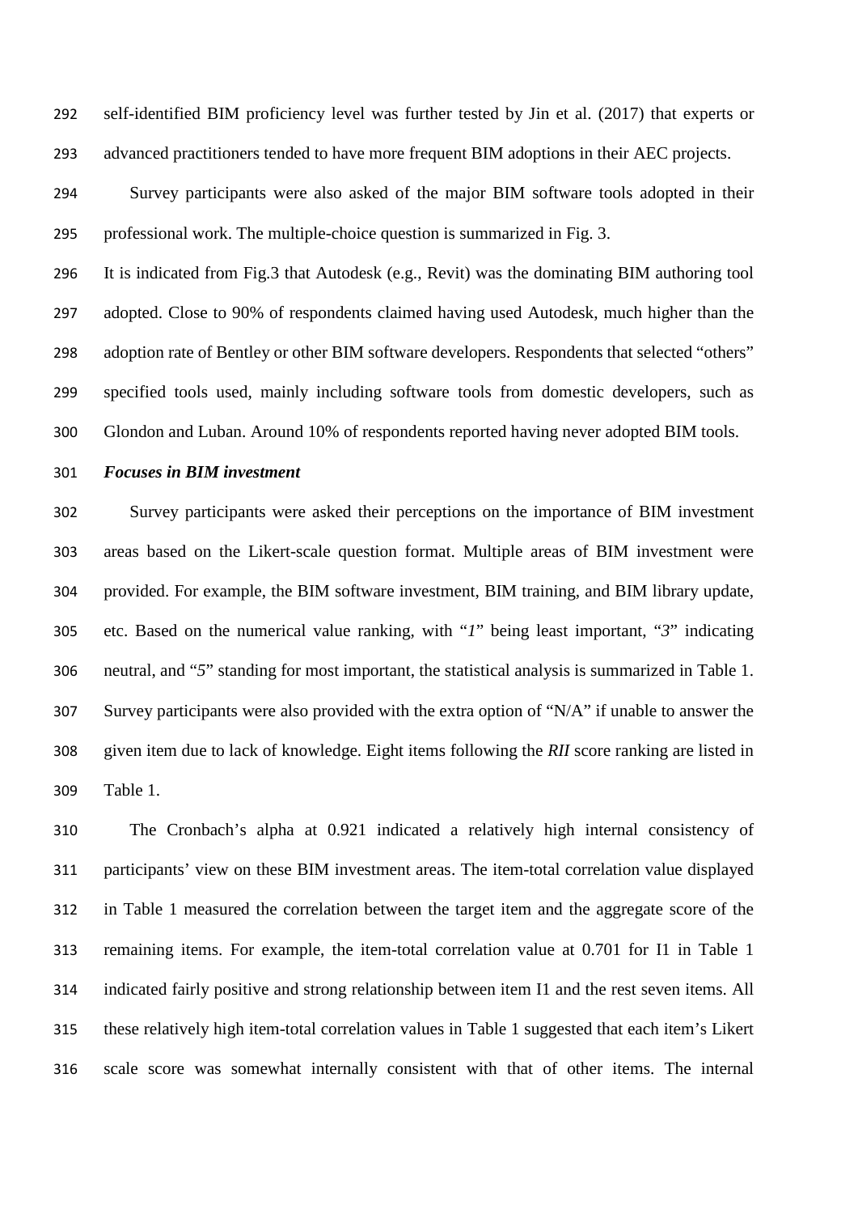self-identified BIM proficiency level was further tested by Jin et al. (2017) that experts or advanced practitioners tended to have more frequent BIM adoptions in their AEC projects.

Survey participants were also asked of the major BIM software tools adopted in their professional work. The multiple-choice question is summarized in Fig. 3.

It is indicated from Fig.3 that Autodesk (e.g., Revit) was the dominating BIM authoring tool adopted. Close to 90% of respondents claimed having used Autodesk, much higher than the adoption rate of Bentley or other BIM software developers. Respondents that selected "others" specified tools used, mainly including software tools from domestic developers, such as Glondon and Luban. Around 10% of respondents reported having never adopted BIM tools.

***Focuses in BIM investment***

Survey participants were asked their perceptions on the importance of BIM investment areas based on the Likert-scale question format. Multiple areas of BIM investment were provided. For example, the BIM software investment, BIM training, and BIM library update, etc. Based on the numerical value ranking, with "*1*" being least important, "*3*" indicating neutral, and "*5*" standing for most important, the statistical analysis is summarized in Table 1. Survey participants were also provided with the extra option of "N/A" if unable to answer the given item due to lack of knowledge. Eight items following the *RII* score ranking are listed in Table 1.

The Cronbach's alpha at 0.921 indicated a relatively high internal consistency of participants' view on these BIM investment areas. The item-total correlation value displayed in Table 1 measured the correlation between the target item and the aggregate score of the remaining items. For example, the item-total correlation value at 0.701 for I1 in Table 1 indicated fairly positive and strong relationship between item I1 and the rest seven items. All these relatively high item-total correlation values in Table 1 suggested that each item's Likert scale score was somewhat internally consistent with that of other items. The internal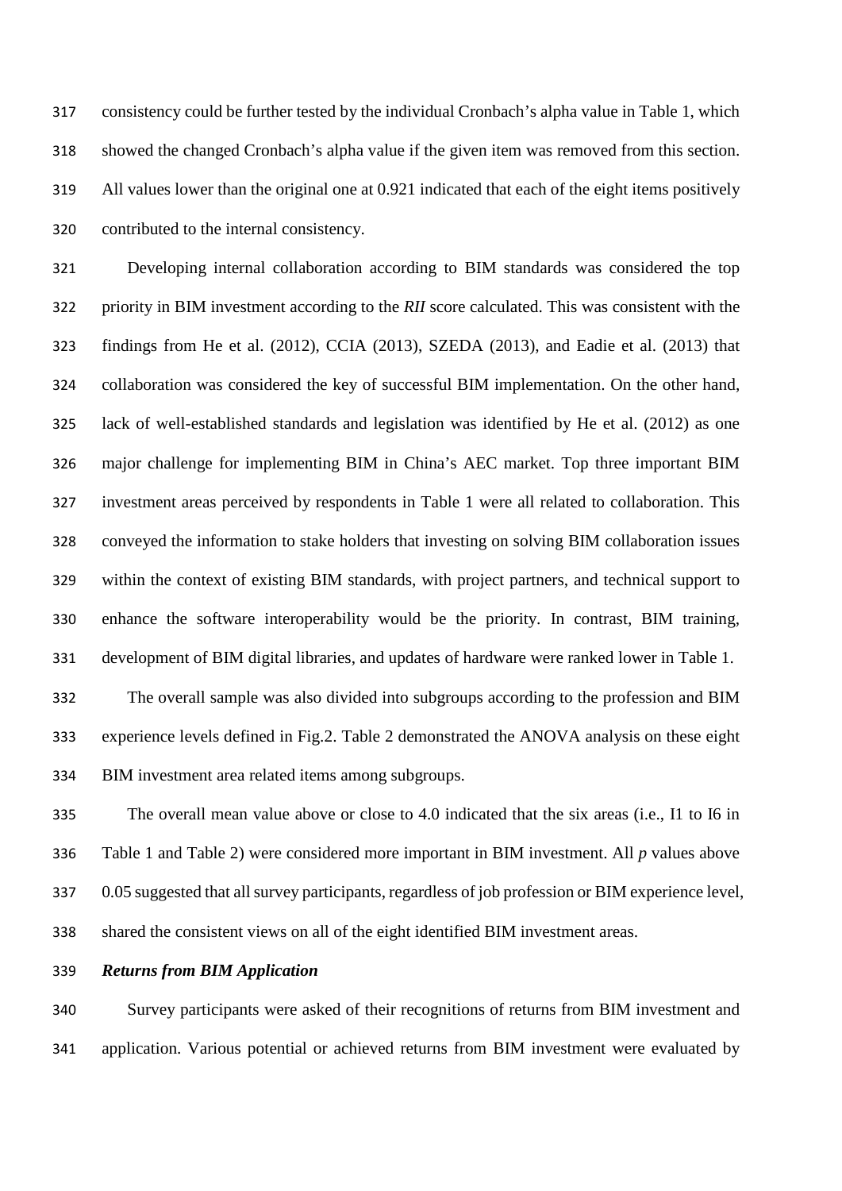consistency could be further tested by the individual Cronbach's alpha value in Table 1, which showed the changed Cronbach's alpha value if the given item was removed from this section. All values lower than the original one at 0.921 indicated that each of the eight items positively contributed to the internal consistency.

Developing internal collaboration according to BIM standards was considered the top priority in BIM investment according to the *RII* score calculated. This was consistent with the findings from He et al. (2012), CCIA (2013), SZEDA (2013), and Eadie et al. (2013) that collaboration was considered the key of successful BIM implementation. On the other hand, lack of well-established standards and legislation was identified by He et al. (2012) as one major challenge for implementing BIM in China's AEC market. Top three important BIM investment areas perceived by respondents in Table 1 were all related to collaboration. This conveyed the information to stake holders that investing on solving BIM collaboration issues within the context of existing BIM standards, with project partners, and technical support to enhance the software interoperability would be the priority. In contrast, BIM training, development of BIM digital libraries, and updates of hardware were ranked lower in Table 1.

The overall sample was also divided into subgroups according to the profession and BIM experience levels defined in Fig.2. Table 2 demonstrated the ANOVA analysis on these eight BIM investment area related items among subgroups.

The overall mean value above or close to 4.0 indicated that the six areas (i.e., I1 to I6 in Table 1 and Table 2) were considered more important in BIM investment. All *p* values above 0.05 suggested that all survey participants, regardless of job profession or BIM experience level, shared the consistent views on all of the eight identified BIM investment areas.

***Returns from BIM Application***

Survey participants were asked of their recognitions of returns from BIM investment and application. Various potential or achieved returns from BIM investment were evaluated by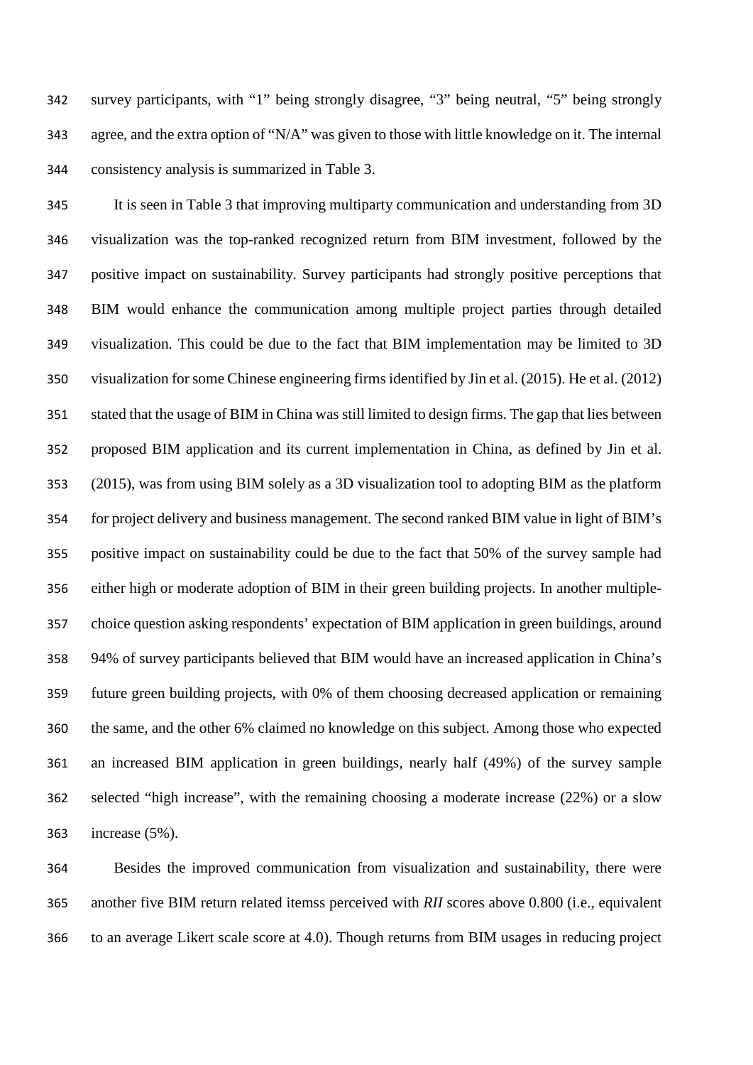survey participants, with "1" being strongly disagree, "3" being neutral, "5" being strongly agree, and the extra option of "N/A" was given to those with little knowledge on it. The internal consistency analysis is summarized in Table 3.

It is seen in Table 3 that improving multiparty communication and understanding from 3D visualization was the top-ranked recognized return from BIM investment, followed by the positive impact on sustainability. Survey participants had strongly positive perceptions that BIM would enhance the communication among multiple project parties through detailed visualization. This could be due to the fact that BIM implementation may be limited to 3D visualization for some Chinese engineering firms identified by Jin et al. (2015). He et al. (2012) stated that the usage of BIM in China was still limited to design firms. The gap that lies between proposed BIM application and its current implementation in China, as defined by Jin et al. (2015), was from using BIM solely as a 3D visualization tool to adopting BIM as the platform for project delivery and business management. The second ranked BIM value in light of BIM's positive impact on sustainability could be due to the fact that 50% of the survey sample had either high or moderate adoption of BIM in their green building projects. In another multiple-choice question asking respondents' expectation of BIM application in green buildings, around 94% of survey participants believed that BIM would have an increased application in China's future green building projects, with 0% of them choosing decreased application or remaining the same, and the other 6% claimed no knowledge on this subject. Among those who expected an increased BIM application in green buildings, nearly half (49%) of the survey sample selected "high increase", with the remaining choosing a moderate increase (22%) or a slow increase (5%).

Besides the improved communication from visualization and sustainability, there were another five BIM return related itemss perceived with *RII* scores above 0.800 (i.e., equivalent to an average Likert scale score at 4.0). Though returns from BIM usages in reducing project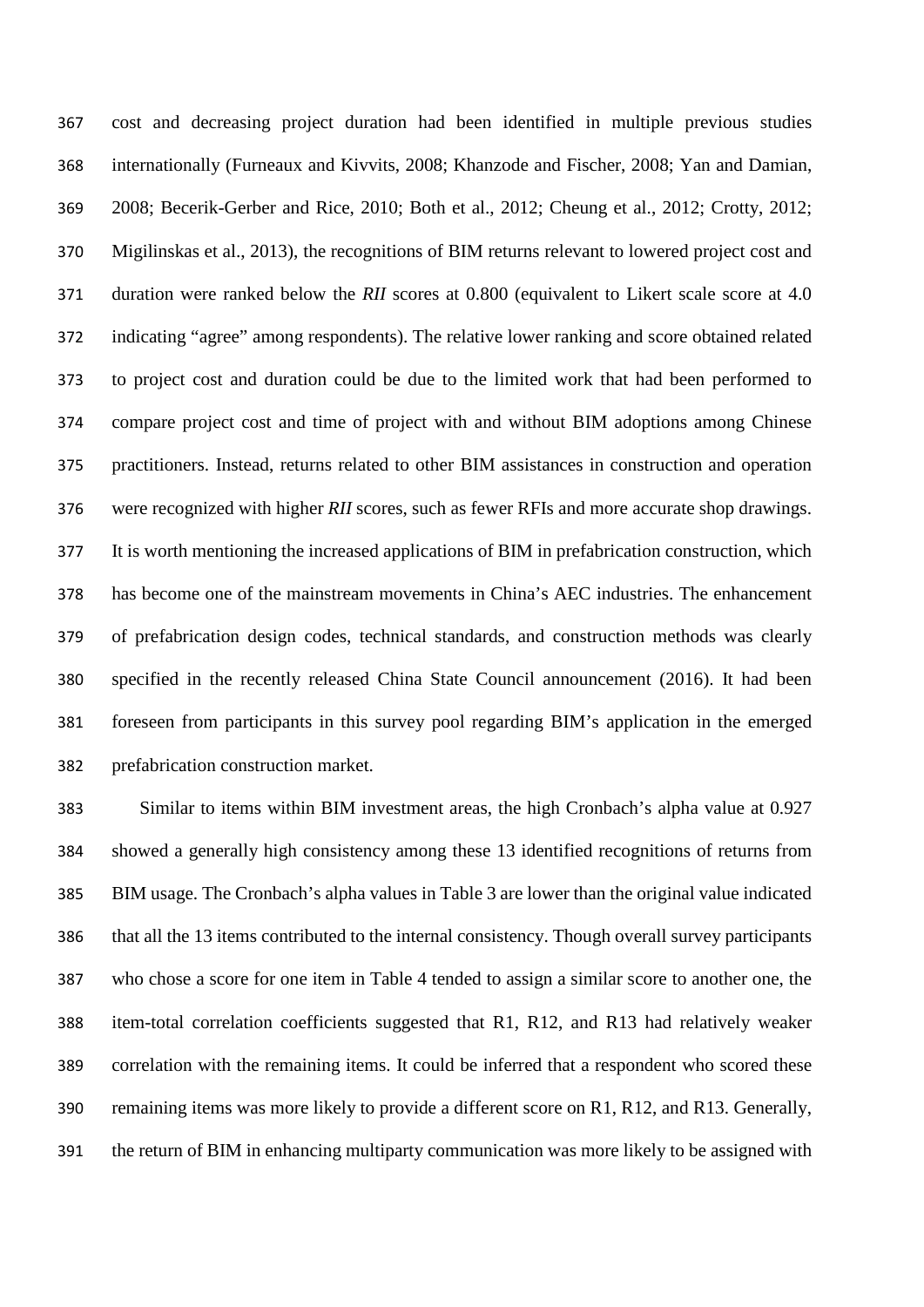cost and decreasing project duration had been identified in multiple previous studies internationally (Furneaux and Kivvits, 2008; Khanzode and Fischer, 2008; Yan and Damian, 2008; Becerik-Gerber and Rice, 2010; Both et al., 2012; Cheung et al., 2012; Crotty, 2012; Migilinskas et al., 2013), the recognitions of BIM returns relevant to lowered project cost and duration were ranked below the *RII* scores at 0.800 (equivalent to Likert scale score at 4.0 indicating "agree" among respondents). The relative lower ranking and score obtained related to project cost and duration could be due to the limited work that had been performed to compare project cost and time of project with and without BIM adoptions among Chinese practitioners. Instead, returns related to other BIM assistances in construction and operation were recognized with higher *RII* scores, such as fewer RFIs and more accurate shop drawings. It is worth mentioning the increased applications of BIM in prefabrication construction, which has become one of the mainstream movements in China's AEC industries. The enhancement of prefabrication design codes, technical standards, and construction methods was clearly specified in the recently released China State Council announcement (2016). It had been foreseen from participants in this survey pool regarding BIM's application in the emerged prefabrication construction market.

Similar to items within BIM investment areas, the high Cronbach's alpha value at 0.927 showed a generally high consistency among these 13 identified recognitions of returns from BIM usage. The Cronbach's alpha values in Table 3 are lower than the original value indicated that all the 13 items contributed to the internal consistency. Though overall survey participants who chose a score for one item in Table 4 tended to assign a similar score to another one, the item-total correlation coefficients suggested that R1, R12, and R13 had relatively weaker correlation with the remaining items. It could be inferred that a respondent who scored these remaining items was more likely to provide a different score on R1, R12, and R13. Generally, the return of BIM in enhancing multiparty communication was more likely to be assigned with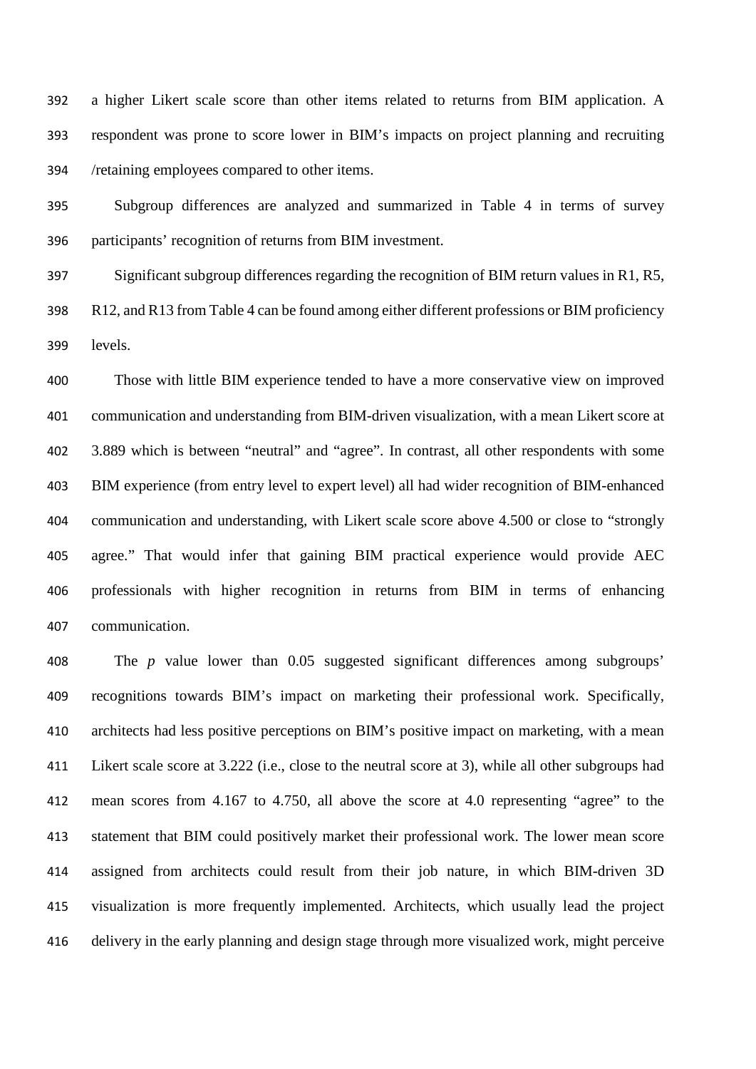a higher Likert scale score than other items related to returns from BIM application. A respondent was prone to score lower in BIM's impacts on project planning and recruiting /retaining employees compared to other items.

Subgroup differences are analyzed and summarized in Table 4 in terms of survey participants' recognition of returns from BIM investment.

Significant subgroup differences regarding the recognition of BIM return values in R1, R5, R12, and R13 from Table 4 can be found among either different professions or BIM proficiency levels.

Those with little BIM experience tended to have a more conservative view on improved communication and understanding from BIM-driven visualization, with a mean Likert score at 3.889 which is between "neutral" and "agree". In contrast, all other respondents with some BIM experience (from entry level to expert level) all had wider recognition of BIM-enhanced communication and understanding, with Likert scale score above 4.500 or close to "strongly agree." That would infer that gaining BIM practical experience would provide AEC professionals with higher recognition in returns from BIM in terms of enhancing communication.

The *p* value lower than 0.05 suggested significant differences among subgroups' recognitions towards BIM's impact on marketing their professional work. Specifically, architects had less positive perceptions on BIM's positive impact on marketing, with a mean Likert scale score at 3.222 (i.e., close to the neutral score at 3), while all other subgroups had mean scores from 4.167 to 4.750, all above the score at 4.0 representing "agree" to the statement that BIM could positively market their professional work. The lower mean score assigned from architects could result from their job nature, in which BIM-driven 3D visualization is more frequently implemented. Architects, which usually lead the project delivery in the early planning and design stage through more visualized work, might perceive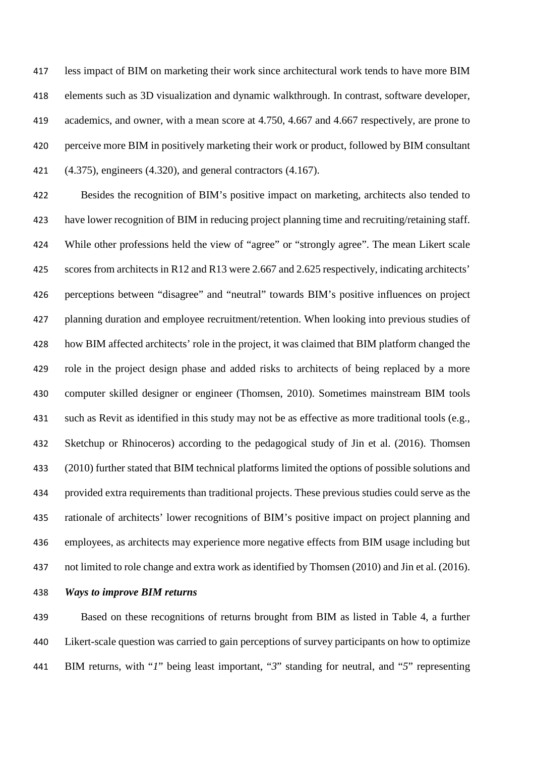less impact of BIM on marketing their work since architectural work tends to have more BIM elements such as 3D visualization and dynamic walkthrough. In contrast, software developer, academics, and owner, with a mean score at 4.750, 4.667 and 4.667 respectively, are prone to perceive more BIM in positively marketing their work or product, followed by BIM consultant (4.375), engineers (4.320), and general contractors (4.167).

Besides the recognition of BIM's positive impact on marketing, architects also tended to have lower recognition of BIM in reducing project planning time and recruiting/retaining staff. While other professions held the view of "agree" or "strongly agree". The mean Likert scale scores from architects in R12 and R13 were 2.667 and 2.625 respectively, indicating architects' perceptions between "disagree" and "neutral" towards BIM's positive influences on project planning duration and employee recruitment/retention. When looking into previous studies of how BIM affected architects' role in the project, it was claimed that BIM platform changed the role in the project design phase and added risks to architects of being replaced by a more computer skilled designer or engineer (Thomsen, 2010). Sometimes mainstream BIM tools such as Revit as identified in this study may not be as effective as more traditional tools (e.g., Sketchup or Rhinoceros) according to the pedagogical study of Jin et al. (2016). Thomsen (2010) further stated that BIM technical platforms limited the options of possible solutions and provided extra requirements than traditional projects. These previous studies could serve as the rationale of architects' lower recognitions of BIM's positive impact on project planning and employees, as architects may experience more negative effects from BIM usage including but not limited to role change and extra work as identified by Thomsen (2010) and Jin et al. (2016).

***Ways to improve BIM returns***

Based on these recognitions of returns brought from BIM as listed in Table 4, a further Likert-scale question was carried to gain perceptions of survey participants on how to optimize BIM returns, with "*1*" being least important, "*3*" standing for neutral, and "*5*" representing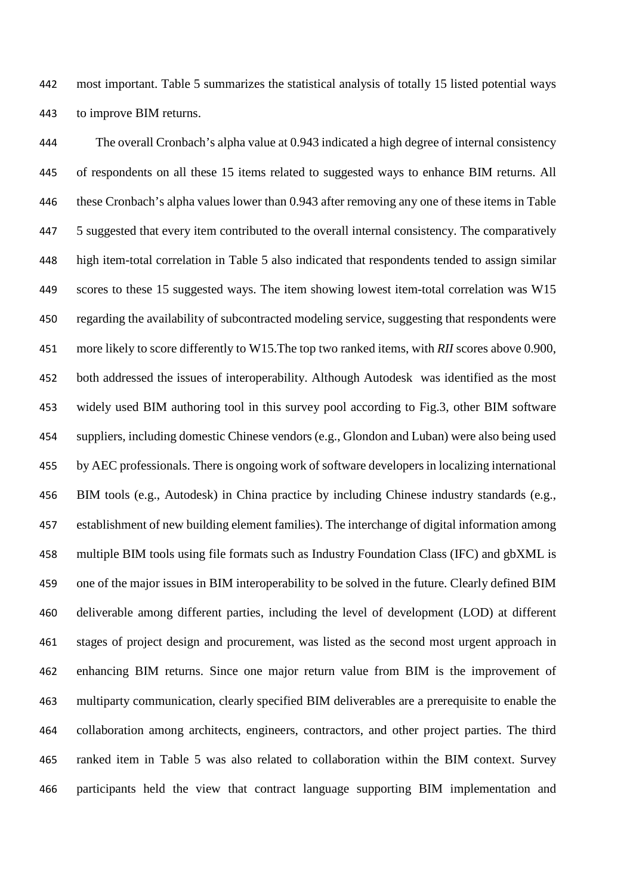most important. Table 5 summarizes the statistical analysis of totally 15 listed potential ways to improve BIM returns.

The overall Cronbach's alpha value at 0.943 indicated a high degree of internal consistency of respondents on all these 15 items related to suggested ways to enhance BIM returns. All these Cronbach's alpha values lower than 0.943 after removing any one of these items in Table 5 suggested that every item contributed to the overall internal consistency. The comparatively high item-total correlation in Table 5 also indicated that respondents tended to assign similar scores to these 15 suggested ways. The item showing lowest item-total correlation was W15 regarding the availability of subcontracted modeling service, suggesting that respondents were more likely to score differently to W15.The top two ranked items, with *RII* scores above 0.900, both addressed the issues of interoperability. Although Autodesk was identified as the most widely used BIM authoring tool in this survey pool according to Fig.3, other BIM software suppliers, including domestic Chinese vendors (e.g., Glondon and Luban) were also being used by AEC professionals. There is ongoing work of software developers in localizing international BIM tools (e.g., Autodesk) in China practice by including Chinese industry standards (e.g., establishment of new building element families). The interchange of digital information among multiple BIM tools using file formats such as Industry Foundation Class (IFC) and gbXML is one of the major issues in BIM interoperability to be solved in the future. Clearly defined BIM deliverable among different parties, including the level of development (LOD) at different stages of project design and procurement, was listed as the second most urgent approach in enhancing BIM returns. Since one major return value from BIM is the improvement of multiparty communication, clearly specified BIM deliverables are a prerequisite to enable the collaboration among architects, engineers, contractors, and other project parties. The third ranked item in Table 5 was also related to collaboration within the BIM context. Survey participants held the view that contract language supporting BIM implementation and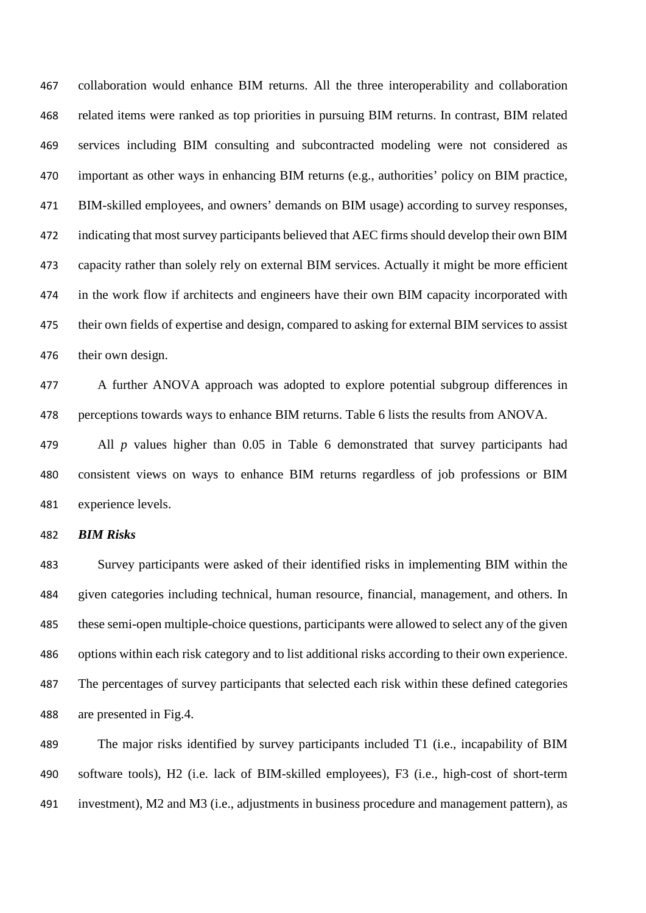collaboration would enhance BIM returns. All the three interoperability and collaboration related items were ranked as top priorities in pursuing BIM returns. In contrast, BIM related services including BIM consulting and subcontracted modeling were not considered as important as other ways in enhancing BIM returns (e.g., authorities' policy on BIM practice, BIM-skilled employees, and owners' demands on BIM usage) according to survey responses, indicating that most survey participants believed that AEC firms should develop their own BIM capacity rather than solely rely on external BIM services. Actually it might be more efficient in the work flow if architects and engineers have their own BIM capacity incorporated with their own fields of expertise and design, compared to asking for external BIM services to assist their own design.

A further ANOVA approach was adopted to explore potential subgroup differences in perceptions towards ways to enhance BIM returns. Table 6 lists the results from ANOVA.

All $p$ values higher than 0.05 in Table 6 demonstrated that survey participants had consistent views on ways to enhance BIM returns regardless of job professions or BIM experience levels.

***BIM Risks***

Survey participants were asked of their identified risks in implementing BIM within the given categories including technical, human resource, financial, management, and others. In these semi-open multiple-choice questions, participants were allowed to select any of the given options within each risk category and to list additional risks according to their own experience. The percentages of survey participants that selected each risk within these defined categories are presented in Fig.4.

The major risks identified by survey participants included T1 (i.e., incapability of BIM software tools), H2 (i.e. lack of BIM-skilled employees), F3 (i.e., high-cost of short-term investment), M2 and M3 (i.e., adjustments in business procedure and management pattern), as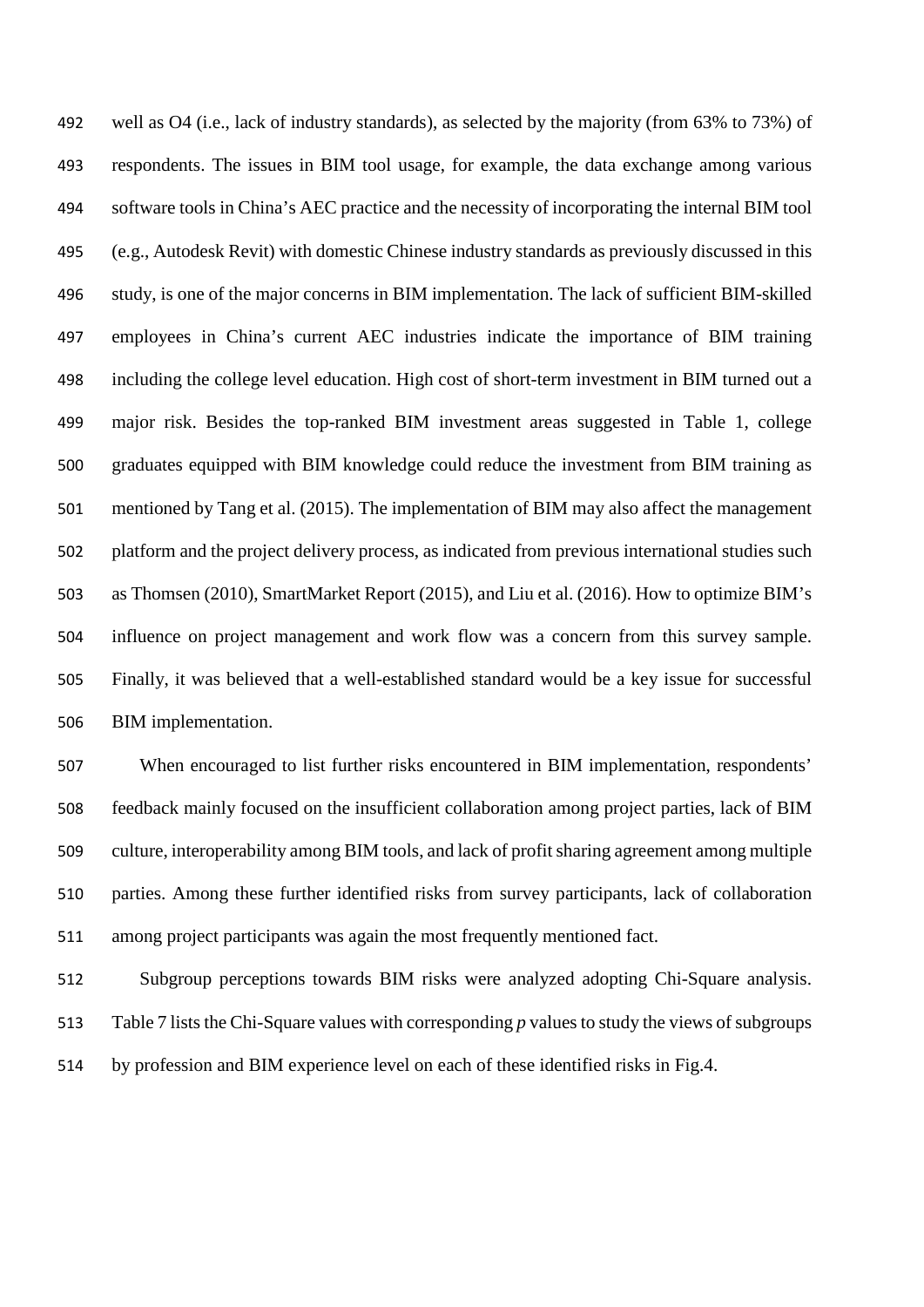well as O4 (i.e., lack of industry standards), as selected by the majority (from 63% to 73%) of respondents. The issues in BIM tool usage, for example, the data exchange among various software tools in China's AEC practice and the necessity of incorporating the internal BIM tool (e.g., Autodesk Revit) with domestic Chinese industry standards as previously discussed in this study, is one of the major concerns in BIM implementation. The lack of sufficient BIM-skilled employees in China's current AEC industries indicate the importance of BIM training including the college level education. High cost of short-term investment in BIM turned out a major risk. Besides the top-ranked BIM investment areas suggested in Table 1, college graduates equipped with BIM knowledge could reduce the investment from BIM training as mentioned by Tang et al. (2015). The implementation of BIM may also affect the management platform and the project delivery process, as indicated from previous international studies such as Thomsen (2010), SmartMarket Report (2015), and Liu et al. (2016). How to optimize BIM's influence on project management and work flow was a concern from this survey sample. Finally, it was believed that a well-established standard would be a key issue for successful BIM implementation.

When encouraged to list further risks encountered in BIM implementation, respondents' feedback mainly focused on the insufficient collaboration among project parties, lack of BIM culture, interoperability among BIM tools, and lack of profit sharing agreement among multiple parties. Among these further identified risks from survey participants, lack of collaboration among project participants was again the most frequently mentioned fact.

Subgroup perceptions towards BIM risks were analyzed adopting Chi-Square analysis. Table 7 lists the Chi-Square values with corresponding *p* values to study the views of subgroups by profession and BIM experience level on each of these identified risks in Fig.4.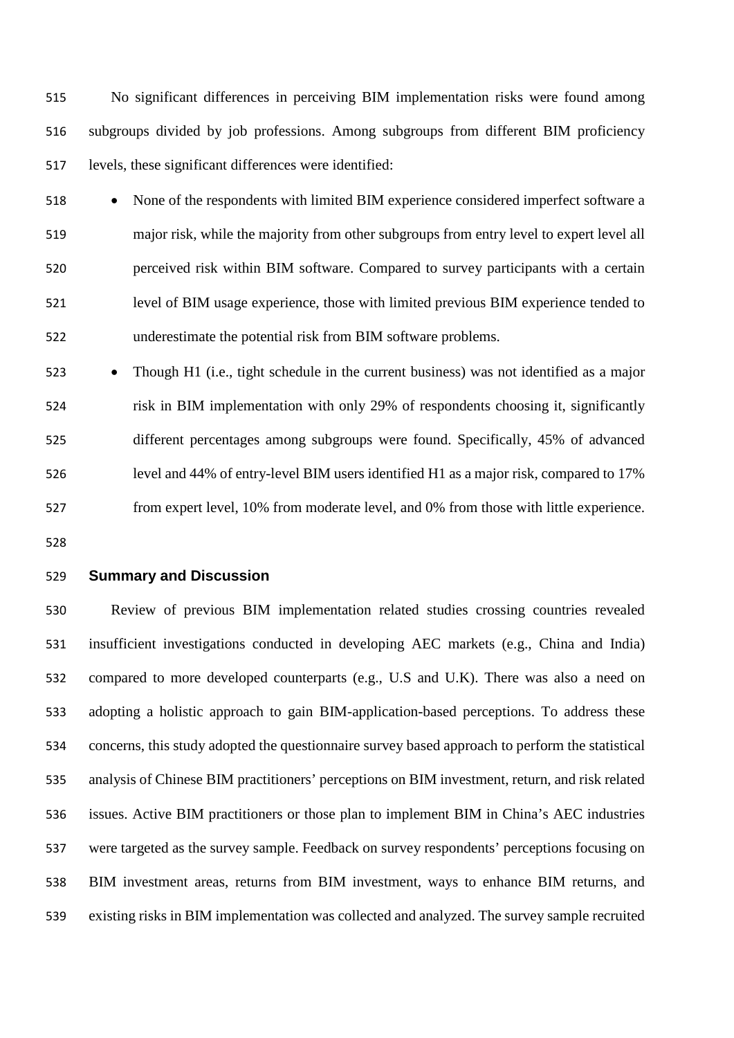No significant differences in perceiving BIM implementation risks were found among subgroups divided by job professions. Among subgroups from different BIM proficiency levels, these significant differences were identified:

- None of the respondents with limited BIM experience considered imperfect software a major risk, while the majority from other subgroups from entry level to expert level all perceived risk within BIM software. Compared to survey participants with a certain level of BIM usage experience, those with limited previous BIM experience tended to underestimate the potential risk from BIM software problems.
- Though H1 (i.e., tight schedule in the current business) was not identified as a major risk in BIM implementation with only 29% of respondents choosing it, significantly different percentages among subgroups were found. Specifically, 45% of advanced level and 44% of entry-level BIM users identified H1 as a major risk, compared to 17% from expert level, 10% from moderate level, and 0% from those with little experience.

## Summary and Discussion

Review of previous BIM implementation related studies crossing countries revealed insufficient investigations conducted in developing AEC markets (e.g., China and India) compared to more developed counterparts (e.g., U.S and U.K). There was also a need on adopting a holistic approach to gain BIM-application-based perceptions. To address these concerns, this study adopted the questionnaire survey based approach to perform the statistical analysis of Chinese BIM practitioners' perceptions on BIM investment, return, and risk related issues. Active BIM practitioners or those plan to implement BIM in China's AEC industries were targeted as the survey sample. Feedback on survey respondents' perceptions focusing on BIM investment areas, returns from BIM investment, ways to enhance BIM returns, and existing risks in BIM implementation was collected and analyzed. The survey sample recruited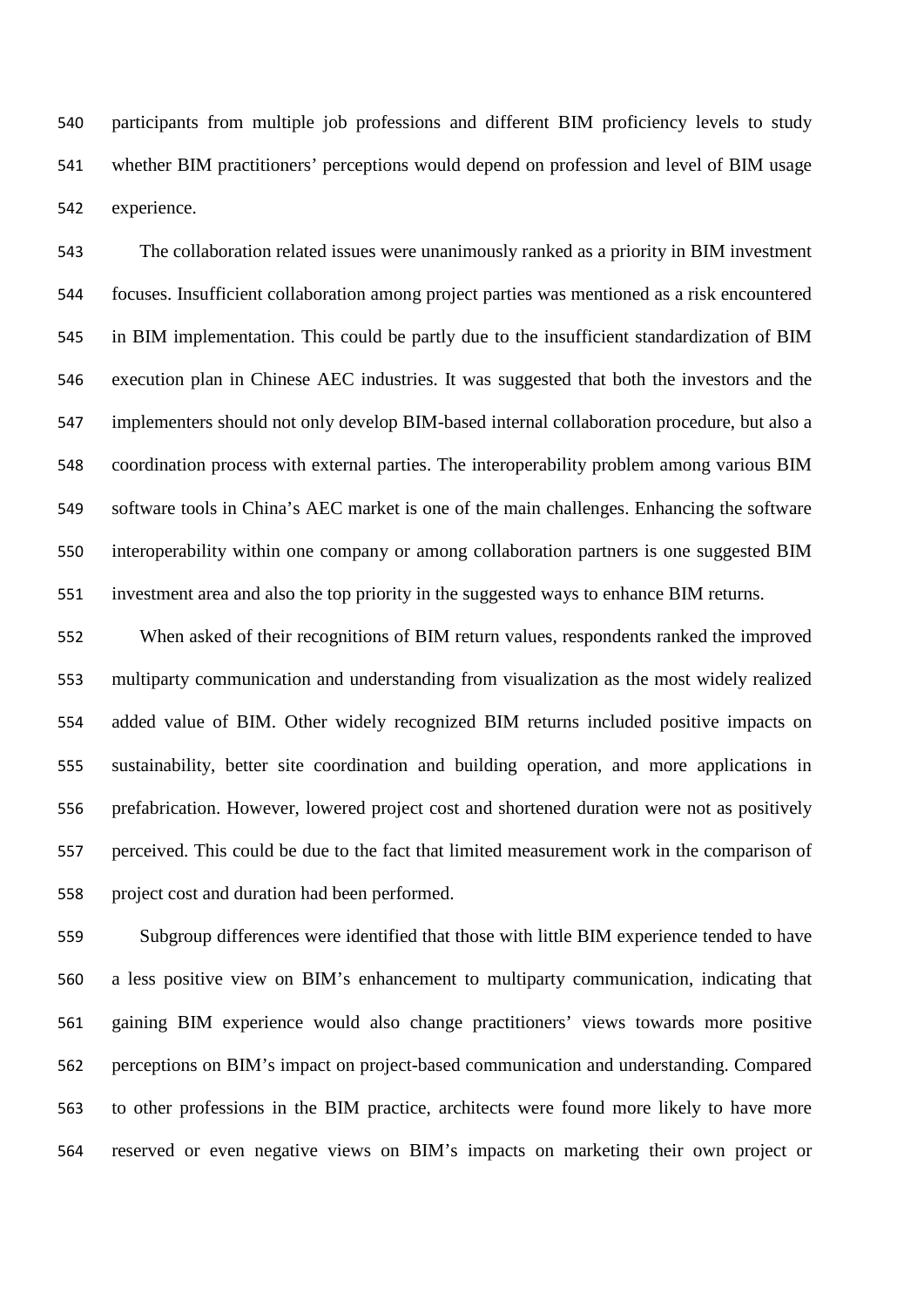participants from multiple job professions and different BIM proficiency levels to study whether BIM practitioners' perceptions would depend on profession and level of BIM usage experience.

The collaboration related issues were unanimously ranked as a priority in BIM investment focuses. Insufficient collaboration among project parties was mentioned as a risk encountered in BIM implementation. This could be partly due to the insufficient standardization of BIM execution plan in Chinese AEC industries. It was suggested that both the investors and the implementers should not only develop BIM-based internal collaboration procedure, but also a coordination process with external parties. The interoperability problem among various BIM software tools in China's AEC market is one of the main challenges. Enhancing the software interoperability within one company or among collaboration partners is one suggested BIM investment area and also the top priority in the suggested ways to enhance BIM returns.

When asked of their recognitions of BIM return values, respondents ranked the improved multiparty communication and understanding from visualization as the most widely realized added value of BIM. Other widely recognized BIM returns included positive impacts on sustainability, better site coordination and building operation, and more applications in prefabrication. However, lowered project cost and shortened duration were not as positively perceived. This could be due to the fact that limited measurement work in the comparison of project cost and duration had been performed.

Subgroup differences were identified that those with little BIM experience tended to have a less positive view on BIM's enhancement to multiparty communication, indicating that gaining BIM experience would also change practitioners' views towards more positive perceptions on BIM's impact on project-based communication and understanding. Compared to other professions in the BIM practice, architects were found more likely to have more reserved or even negative views on BIM's impacts on marketing their own project or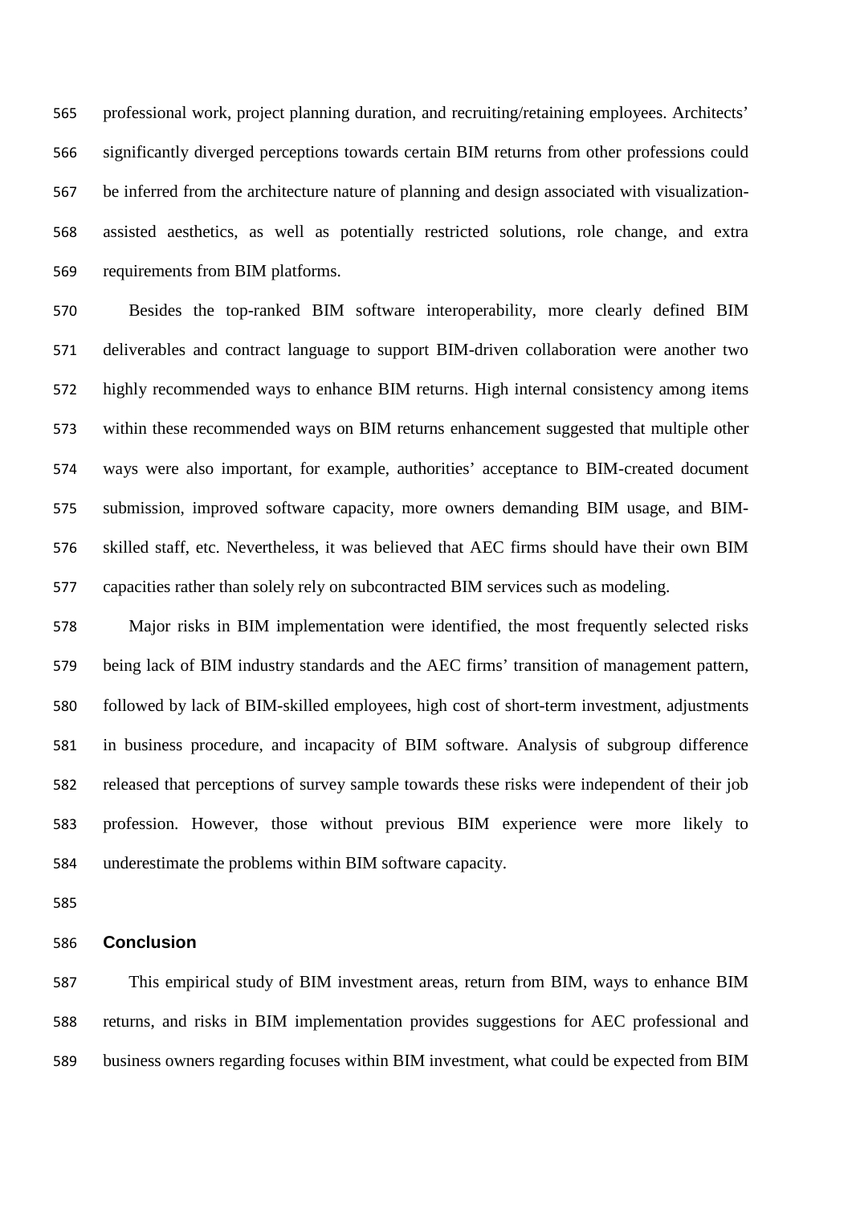professional work, project planning duration, and recruiting/retaining employees. Architects' significantly diverged perceptions towards certain BIM returns from other professions could be inferred from the architecture nature of planning and design associated with visualization-assisted aesthetics, as well as potentially restricted solutions, role change, and extra requirements from BIM platforms.

Besides the top-ranked BIM software interoperability, more clearly defined BIM deliverables and contract language to support BIM-driven collaboration were another two highly recommended ways to enhance BIM returns. High internal consistency among items within these recommended ways on BIM returns enhancement suggested that multiple other ways were also important, for example, authorities' acceptance to BIM-created document submission, improved software capacity, more owners demanding BIM usage, and BIM-skilled staff, etc. Nevertheless, it was believed that AEC firms should have their own BIM capacities rather than solely rely on subcontracted BIM services such as modeling.

Major risks in BIM implementation were identified, the most frequently selected risks being lack of BIM industry standards and the AEC firms' transition of management pattern, followed by lack of BIM-skilled employees, high cost of short-term investment, adjustments in business procedure, and incapacity of BIM software. Analysis of subgroup difference released that perceptions of survey sample towards these risks were independent of their job profession. However, those without previous BIM experience were more likely to underestimate the problems within BIM software capacity.

## Conclusion

This empirical study of BIM investment areas, return from BIM, ways to enhance BIM returns, and risks in BIM implementation provides suggestions for AEC professional and business owners regarding focuses within BIM investment, what could be expected from BIM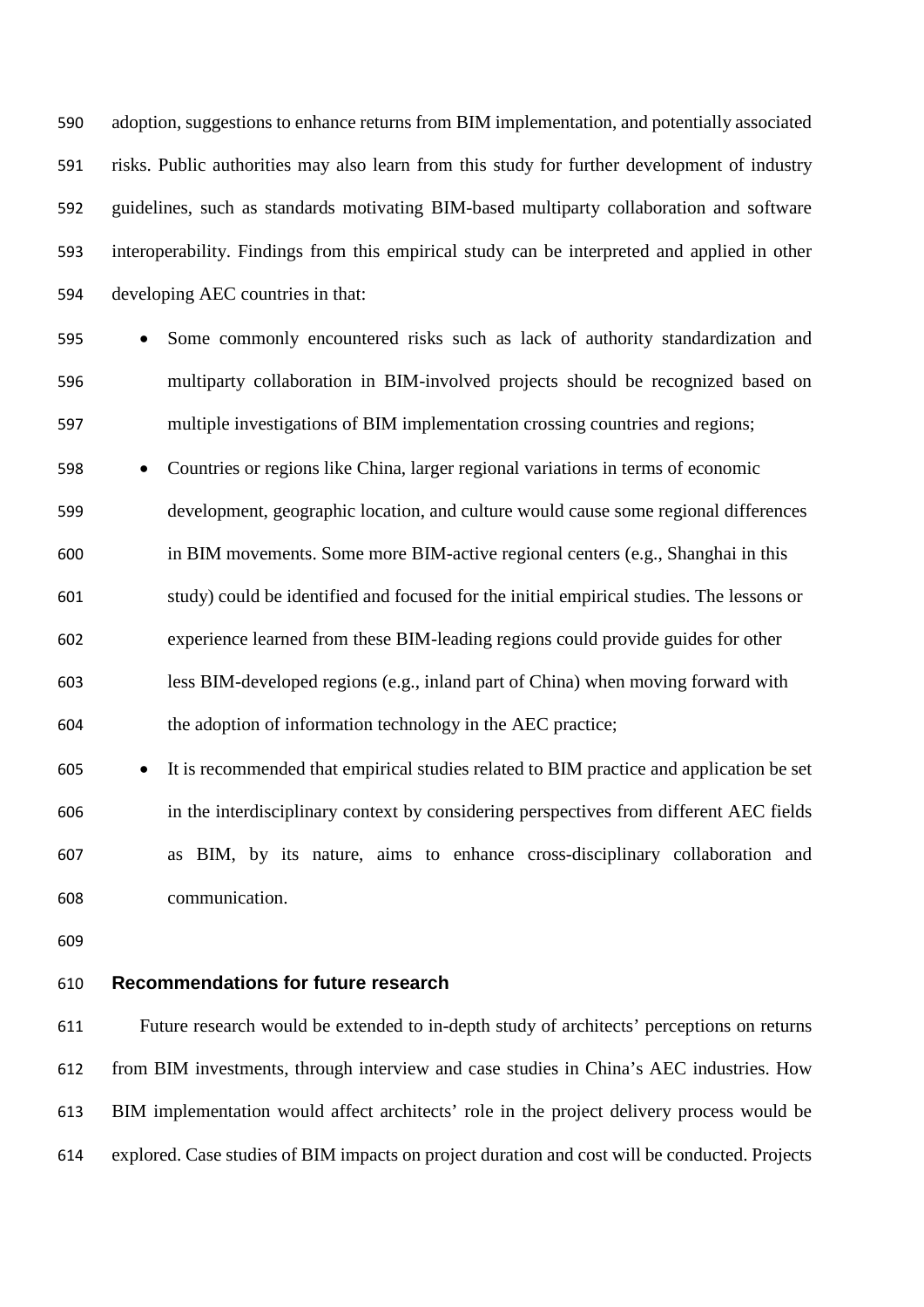adoption, suggestions to enhance returns from BIM implementation, and potentially associated risks. Public authorities may also learn from this study for further development of industry guidelines, such as standards motivating BIM-based multiparty collaboration and software interoperability. Findings from this empirical study can be interpreted and applied in other developing AEC countries in that:

- Some commonly encountered risks such as lack of authority standardization and multiparty collaboration in BIM-involved projects should be recognized based on multiple investigations of BIM implementation crossing countries and regions;
- Countries or regions like China, larger regional variations in terms of economic development, geographic location, and culture would cause some regional differences in BIM movements. Some more BIM-active regional centers (e.g., Shanghai in this study) could be identified and focused for the initial empirical studies. The lessons or experience learned from these BIM-leading regions could provide guides for other less BIM-developed regions (e.g., inland part of China) when moving forward with the adoption of information technology in the AEC practice;
- It is recommended that empirical studies related to BIM practice and application be set in the interdisciplinary context by considering perspectives from different AEC fields as BIM, by its nature, aims to enhance cross-disciplinary collaboration and communication.

## Recommendations for future research

Future research would be extended to in-depth study of architects' perceptions on returns from BIM investments, through interview and case studies in China's AEC industries. How BIM implementation would affect architects' role in the project delivery process would be explored. Case studies of BIM impacts on project duration and cost will be conducted. Projects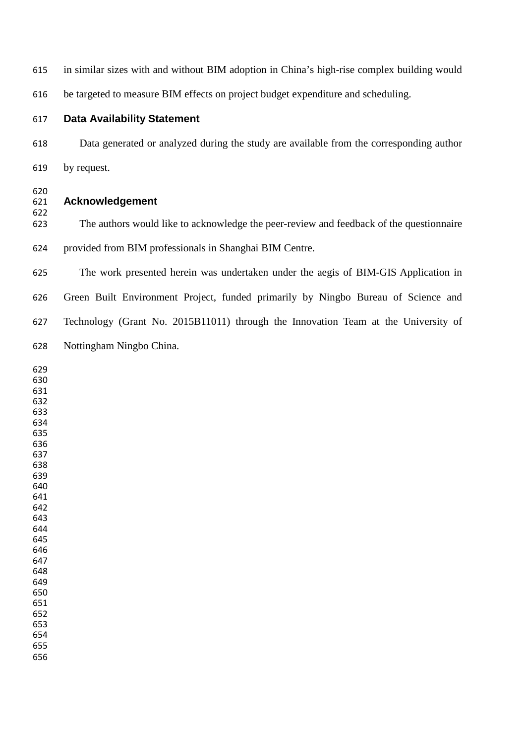in similar sizes with and without BIM adoption in China's high-rise complex building would be targeted to measure BIM effects on project budget expenditure and scheduling.

## Data Availability Statement

Data generated or analyzed during the study are available from the corresponding author by request.

## Acknowledgement

The authors would like to acknowledge the peer-review and feedback of the questionnaire provided from BIM professionals in Shanghai BIM Centre.

The work presented herein was undertaken under the aegis of BIM-GIS Application in Green Built Environment Project, funded primarily by Ningbo Bureau of Science and Technology (Grant No. 2015B11011) through the Innovation Team at the University of Nottingham Ningbo China.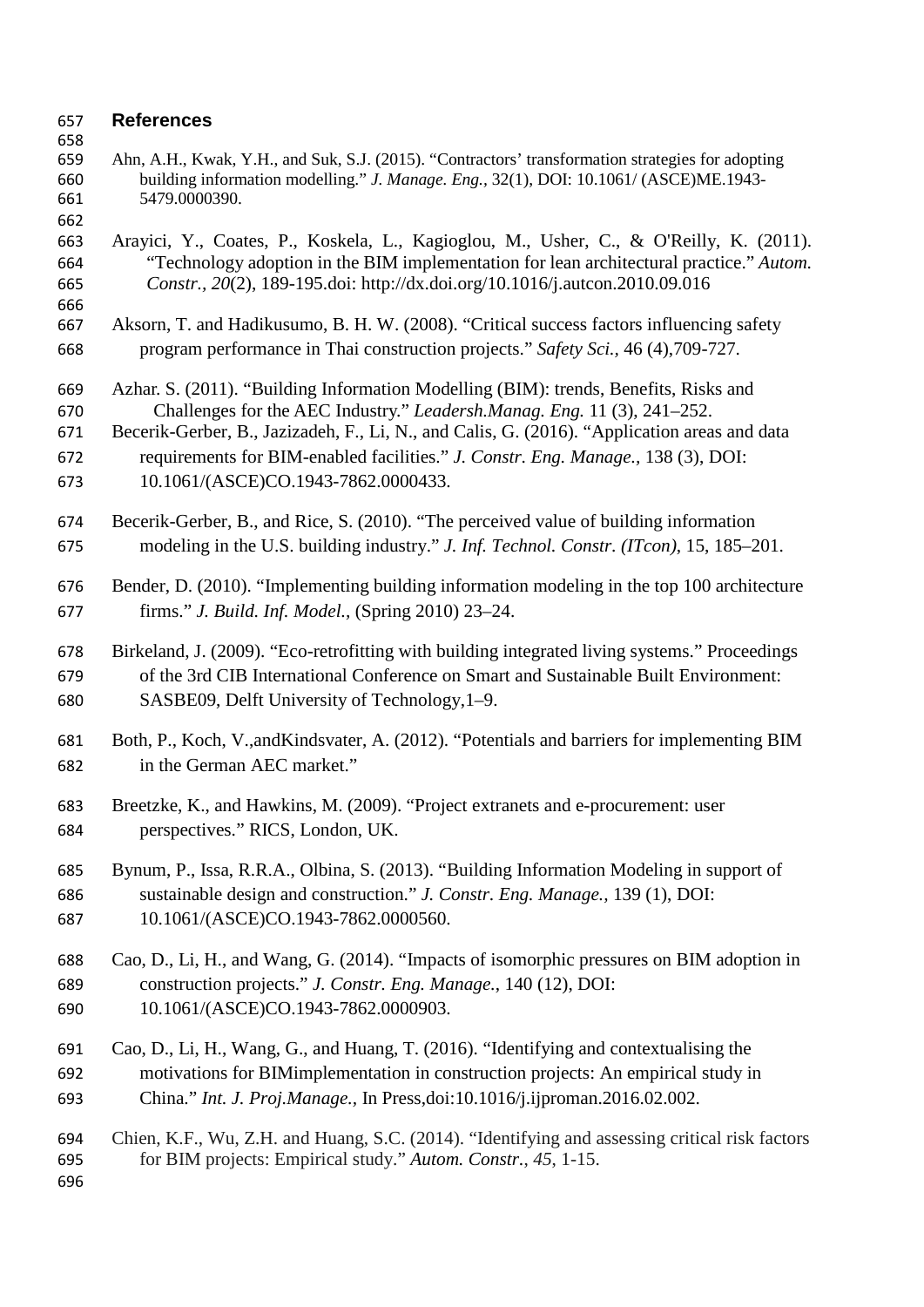## References

Ahn, A.H., Kwak, Y.H., and Suk, S.J. (2015). "Contractors' transformation strategies for adopting building information modelling." *J. Manage. Eng.*, 32(1), DOI: 10.1061/ (ASCE)ME.1943-5479.0000390.

Arayici, Y., Coates, P., Koskela, L., Kagioglou, M., Usher, C., & O'Reilly, K. (2011). "Technology adoption in the BIM implementation for lean architectural practice." *Autom. Constr.*, *20*(2), 189-195.doi: http://dx.doi.org/10.1016/j.autcon.2010.09.016

Aksorn, T. and Hadikusumo, B. H. W. (2008). "Critical success factors influencing safety program performance in Thai construction projects." *Safety Sci.*, 46 (4),709-727.

Azhar. S. (2011). "Building Information Modelling (BIM): trends, Benefits, Risks and Challenges for the AEC Industry." *Leadersh.Manag. Eng.* 11 (3), 241–252.

Becerik-Gerber, B., Jazizadeh, F., Li, N., and Calis, G. (2016). "Application areas and data requirements for BIM-enabled facilities." *J. Constr. Eng. Manage.*, 138 (3), DOI: 10.1061/(ASCE)CO.1943-7862.0000433.

Becerik-Gerber, B., and Rice, S. (2010). "The perceived value of building information modeling in the U.S. building industry." *J. Inf. Technol. Constr. (ITcon)*, 15, 185–201.

Bender, D. (2010). "Implementing building information modeling in the top 100 architecture firms." *J. Build. Inf. Model.*, (Spring 2010) 23–24.

Birkeland, J. (2009). "Eco-retrofitting with building integrated living systems." Proceedings of the 3rd CIB International Conference on Smart and Sustainable Built Environment: SASBE09, Delft University of Technology,1–9.

Both, P., Koch, V.,andKindsvater, A. (2012). "Potentials and barriers for implementing BIM in the German AEC market."

Breetzke, K., and Hawkins, M. (2009). "Project extranets and e-procurement: user perspectives." RICS, London, UK.

Bynum, P., Issa, R.R.A., Olbina, S. (2013). "Building Information Modeling in support of sustainable design and construction." *J. Constr. Eng. Manage.*, 139 (1), DOI: 10.1061/(ASCE)CO.1943-7862.0000560.

Cao, D., Li, H., and Wang, G. (2014). "Impacts of isomorphic pressures on BIM adoption in construction projects." *J. Constr. Eng. Manage.*, 140 (12), DOI: 10.1061/(ASCE)CO.1943-7862.0000903.

Cao, D., Li, H., Wang, G., and Huang, T. (2016). "Identifying and contextualising the motivations for BIMimplementation in construction projects: An empirical study in China." *Int. J. Proj.Manage.*, In Press,doi:10.1016/j.ijproman.2016.02.002.

Chien, K.F., Wu, Z.H. and Huang, S.C. (2014). "Identifying and assessing critical risk factors for BIM projects: Empirical study." *Autom. Constr.*, *45*, 1-15.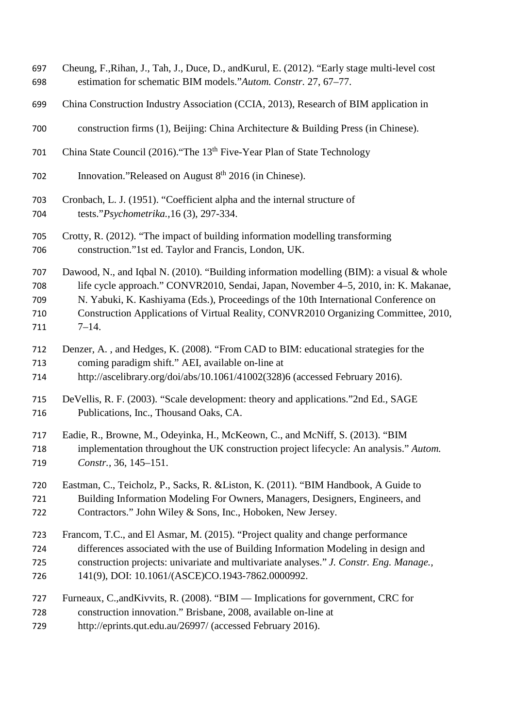Cheung, F.,Rihan, J., Tah, J., Duce, D., andKurul, E. (2012). "Early stage multi-level cost estimation for schematic BIM models."*Autom. Constr.* 27, 67–77.

China Construction Industry Association (CCIA, 2013), Research of BIM application in construction firms (1), Beijing: China Architecture & Building Press (in Chinese).

China State Council (2016)."The 13th Five-Year Plan of State Technology Innovation."Released on August 8th 2016 (in Chinese).

Cronbach, L. J. (1951). "Coefficient alpha and the internal structure of tests."*Psychometrika.*,16 (3), 297-334.

Crotty, R. (2012). "The impact of building information modelling transforming construction."1st ed. Taylor and Francis, London, UK.

Dawood, N., and Iqbal N. (2010). "Building information modelling (BIM): a visual & whole life cycle approach." CONVR2010, Sendai, Japan, November 4–5, 2010, in: K. Makanae, N. Yabuki, K. Kashiyama (Eds.), Proceedings of the 10th International Conference on Construction Applications of Virtual Reality, CONVR2010 Organizing Committee, 2010, 7–14.

Denzer, A. , and Hedges, K. (2008). "From CAD to BIM: educational strategies for the coming paradigm shift." AEI, available on-line at http://ascelibrary.org/doi/abs/10.1061/41002(328)6 (accessed February 2016).

DeVellis, R. F. (2003). "Scale development: theory and applications."2nd Ed., SAGE Publications, Inc., Thousand Oaks, CA.

Eadie, R., Browne, M., Odeyinka, H., McKeown, C., and McNiff, S. (2013). "BIM implementation throughout the UK construction project lifecycle: An analysis." *Autom. Constr.*, 36, 145–151.

Eastman, C., Teicholz, P., Sacks, R. &Liston, K. (2011). "BIM Handbook, A Guide to Building Information Modeling For Owners, Managers, Designers, Engineers, and Contractors." John Wiley & Sons, Inc., Hoboken, New Jersey.

Francom, T.C., and El Asmar, M. (2015). "Project quality and change performance differences associated with the use of Building Information Modeling in design and construction projects: univariate and multivariate analyses." *J. Constr. Eng. Manage.*, 141(9), DOI: 10.1061/(ASCE)CO.1943-7862.0000992.

Furneaux, C.,andKivvits, R. (2008). "BIM — Implications for government, CRC for construction innovation." Brisbane, 2008, available on-line at http://eprints.qut.edu.au/26997/ (accessed February 2016).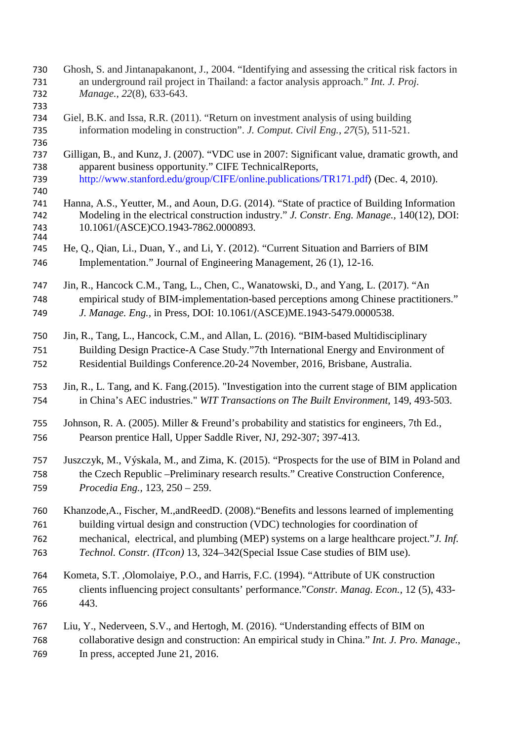Ghosh, S. and Jintanapakanont, J., 2004. “Identifying and assessing the critical risk factors in an underground rail project in Thailand: a factor analysis approach.” *Int. J. Proj. Manage.*, *22*(8), 633-643.

Giel, B.K. and Issa, R.R. (2011). “Return on investment analysis of using building information modeling in construction”. *J. Comput. Civil Eng.*, *27*(5), 511-521.

Gilligan, B., and Kunz, J. (2007). “VDC use in 2007: Significant value, dramatic growth, and apparent business opportunity.” CIFE TechnicalReports, http://www.stanford.edu/group/CIFE/online.publications/TR171.pdf⟩ (Dec. 4, 2010).

Hanna, A.S., Yeutter, M., and Aoun, D.G. (2014). “State of practice of Building Information Modeling in the electrical construction industry.” *J. Constr. Eng. Manage.*, 140(12), DOI: 10.1061/(ASCE)CO.1943-7862.0000893.

He, Q., Qian, Li., Duan, Y., and Li, Y. (2012). “Current Situation and Barriers of BIM Implementation.” Journal of Engineering Management, 26 (1), 12-16.

Jin, R., Hancock C.M., Tang, L., Chen, C., Wanatowski, D., and Yang, L. (2017). “An empirical study of BIM-implementation-based perceptions among Chinese practitioners.” *J. Manage. Eng.*, in Press, DOI: 10.1061/(ASCE)ME.1943-5479.0000538.

Jin, R., Tang, L., Hancock, C.M., and Allan, L. (2016). “BIM-based Multidisciplinary Building Design Practice-A Case Study.”7th International Energy and Environment of Residential Buildings Conference.20-24 November, 2016, Brisbane, Australia.

Jin, R., L. Tang, and K. Fang.(2015). "Investigation into the current stage of BIM application in China’s AEC industries." *WIT Transactions on The Built Environment*, 149, 493-503.

Johnson, R. A. (2005). Miller & Freund’s probability and statistics for engineers, 7th Ed., Pearson prentice Hall, Upper Saddle River, NJ, 292-307; 397-413.

Juszczyk, M., Výskala, M., and Zima, K. (2015). “Prospects for the use of BIM in Poland and the Czech Republic –Preliminary research results.” Creative Construction Conference, *Procedia Eng.*, 123, 250 – 259.

Khanzode,A., Fischer, M.,andReedD. (2008).“Benefits and lessons learned of implementing building virtual design and construction (VDC) technologies for coordination of mechanical, electrical, and plumbing (MEP) systems on a large healthcare project.”*J. Inf. Technol. Constr. (ITcon)* 13, 324–342(Special Issue Case studies of BIM use).

Kometa, S.T. ,Olomolaiye, P.O., and Harris, F.C. (1994). “Attribute of UK construction clients influencing project consultants’ performance.”*Constr. Manag. Econ.*, 12 (5), 433-443.

Liu, Y., Nederveen, S.V., and Hertogh, M. (2016). “Understanding effects of BIM on collaborative design and construction: An empirical study in China.” *Int. J. Pro. Manage.*, In press, accepted June 21, 2016.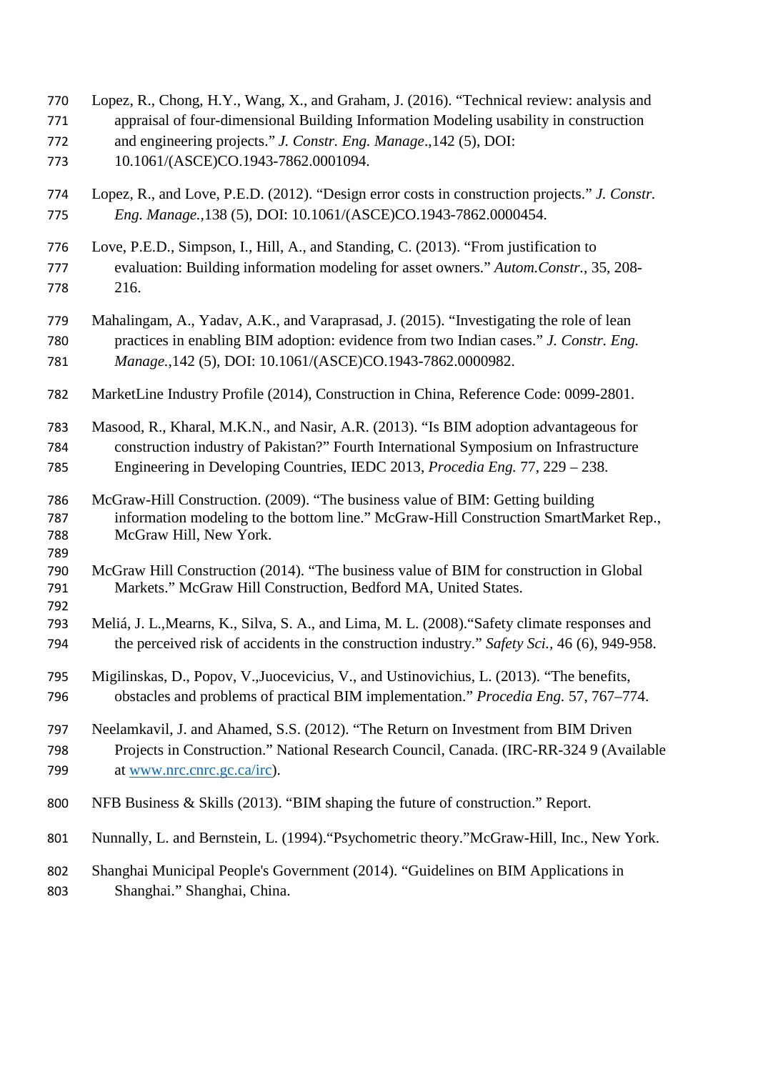Lopez, R., Chong, H.Y., Wang, X., and Graham, J. (2016). "Technical review: analysis and appraisal of four-dimensional Building Information Modeling usability in construction and engineering projects." *J. Constr. Eng. Manage.*,142 (5), DOI: 10.1061/(ASCE)CO.1943-7862.0001094.

Lopez, R., and Love, P.E.D. (2012). "Design error costs in construction projects." *J. Constr. Eng. Manage.*,138 (5), DOI: 10.1061/(ASCE)CO.1943-7862.0000454.

Love, P.E.D., Simpson, I., Hill, A., and Standing, C. (2013). "From justification to evaluation: Building information modeling for asset owners." *Autom.Constr.*, 35, 208-216.

Mahalingam, A., Yadav, A.K., and Varaprasad, J. (2015). "Investigating the role of lean practices in enabling BIM adoption: evidence from two Indian cases." *J. Constr. Eng. Manage.*,142 (5), DOI: 10.1061/(ASCE)CO.1943-7862.0000982.

MarketLine Industry Profile (2014), Construction in China, Reference Code: 0099-2801.

Masood, R., Kharal, M.K.N., and Nasir, A.R. (2013). "Is BIM adoption advantageous for construction industry of Pakistan?" Fourth International Symposium on Infrastructure Engineering in Developing Countries, IEDC 2013, *Procedia Eng.* 77, 229 – 238.

McGraw-Hill Construction. (2009). "The business value of BIM: Getting building information modeling to the bottom line." McGraw-Hill Construction SmartMarket Rep., McGraw Hill, New York.

McGraw Hill Construction (2014). "The business value of BIM for construction in Global Markets." McGraw Hill Construction, Bedford MA, United States.

Meliá, J. L.,Mearns, K., Silva, S. A., and Lima, M. L. (2008)."Safety climate responses and the perceived risk of accidents in the construction industry." *Safety Sci.*, 46 (6), 949-958.

Migilinskas, D., Popov, V.,Juocevicius, V., and Ustinovichius, L. (2013). "The benefits, obstacles and problems of practical BIM implementation." *Procedia Eng.* 57, 767–774.

Neelamkavil, J. and Ahamed, S.S. (2012). "The Return on Investment from BIM Driven Projects in Construction." National Research Council, Canada. (IRC-RR-324 9 (Available at www.nrc.cnrc.gc.ca/irc).

NFB Business & Skills (2013). "BIM shaping the future of construction." Report.

Nunnally, L. and Bernstein, L. (1994)."Psychometric theory."McGraw-Hill, Inc., New York.

Shanghai Municipal People's Government (2014). "Guidelines on BIM Applications in Shanghai." Shanghai, China.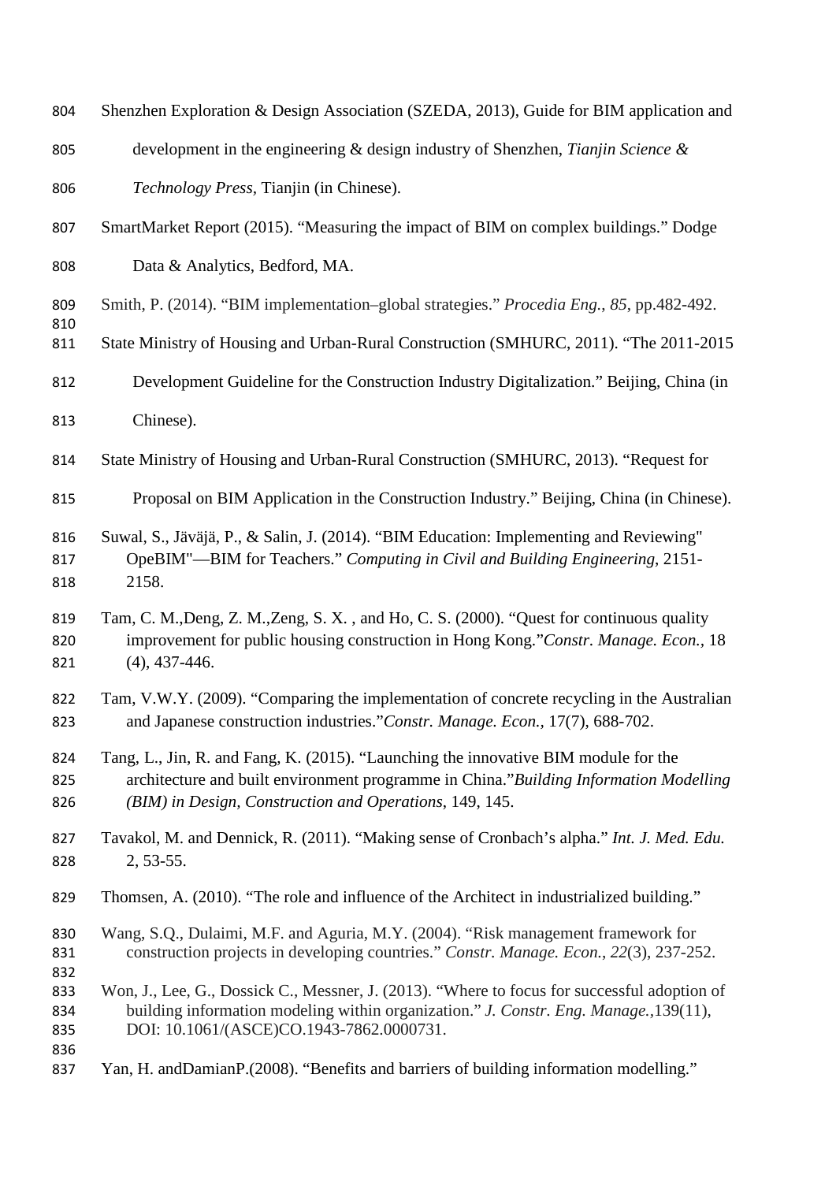Shenzhen Exploration & Design Association (SZEDA, 2013), Guide for BIM application and development in the engineering & design industry of Shenzhen, *Tianjin Science & Technology Press*, Tianjin (in Chinese).

SmartMarket Report (2015). "Measuring the impact of BIM on complex buildings." Dodge Data & Analytics, Bedford, MA.

Smith, P. (2014). "BIM implementation–global strategies." *Procedia Eng.*, *85*, pp.482-492.

State Ministry of Housing and Urban-Rural Construction (SMHURC, 2011). "The 2011-2015 Development Guideline for the Construction Industry Digitalization." Beijing, China (in Chinese).

State Ministry of Housing and Urban-Rural Construction (SMHURC, 2013). "Request for Proposal on BIM Application in the Construction Industry." Beijing, China (in Chinese).

Suwal, S., Jäväjä, P., & Salin, J. (2014). "BIM Education: Implementing and Reviewing" OpeBIM"—BIM for Teachers." *Computing in Civil and Building Engineering*, 2151-2158.

Tam, C. M.,Deng, Z. M.,Zeng, S. X. , and Ho, C. S. (2000). "Quest for continuous quality improvement for public housing construction in Hong Kong."*Constr. Manage. Econ.*, 18 (4), 437-446.

Tam, V.W.Y. (2009). "Comparing the implementation of concrete recycling in the Australian and Japanese construction industries."*Constr. Manage. Econ.*, 17(7), 688-702.

Tang, L., Jin, R. and Fang, K. (2015). "Launching the innovative BIM module for the architecture and built environment programme in China."*Building Information Modelling (BIM) in Design, Construction and Operations*, 149, 145.

Tavakol, M. and Dennick, R. (2011). "Making sense of Cronbach's alpha." *Int. J. Med. Edu.* 2, 53-55.

Thomsen, A. (2010). "The role and influence of the Architect in industrialized building."

Wang, S.Q., Dulaimi, M.F. and Aguria, M.Y. (2004). "Risk management framework for construction projects in developing countries." *Constr. Manage. Econ.*, *22*(3), 237-252.

Won, J., Lee, G., Dossick C., Messner, J. (2013). "Where to focus for successful adoption of building information modeling within organization." *J. Constr. Eng. Manage.*,139(11), DOI: 10.1061/(ASCE)CO.1943-7862.0000731.

Yan, H. andDamianP.(2008). "Benefits and barriers of building information modelling."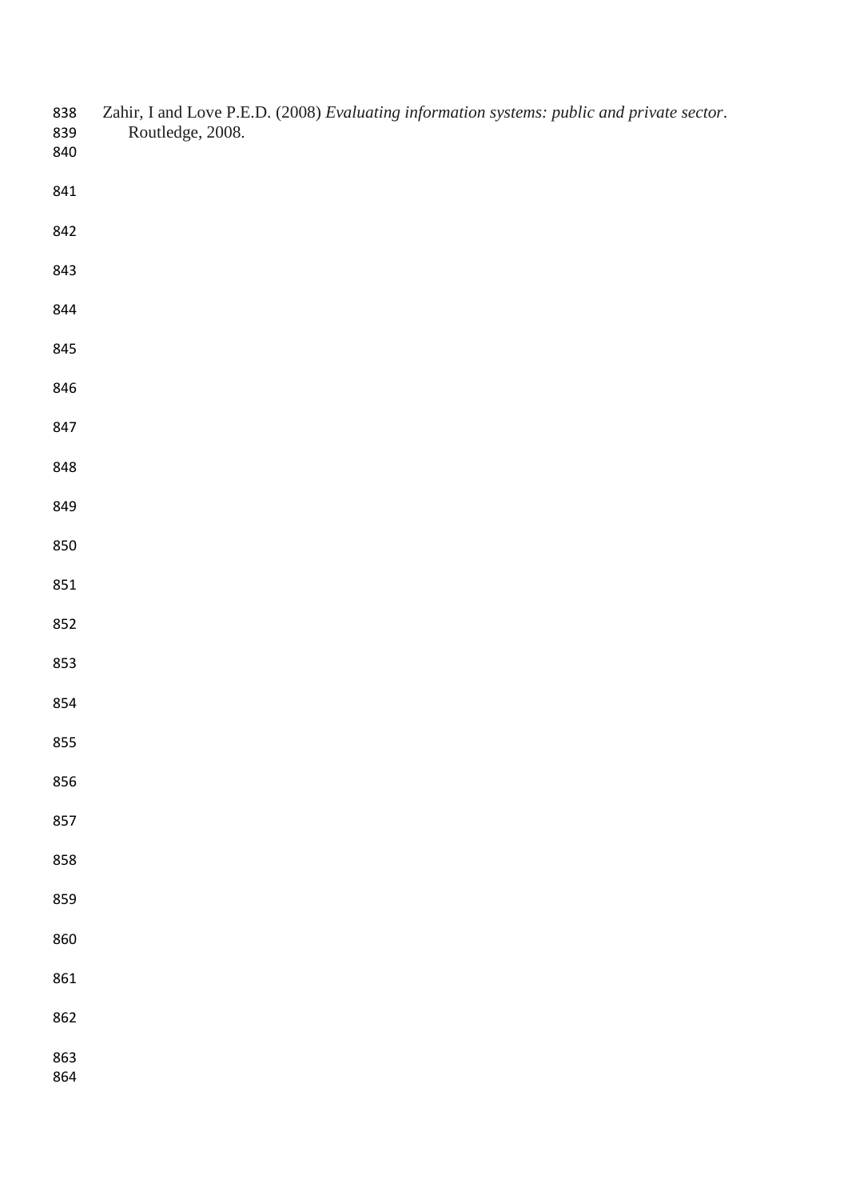Zahir, I and Love P.E.D. (2008) *Evaluating information systems: public and private sector*. Routledge, 2008.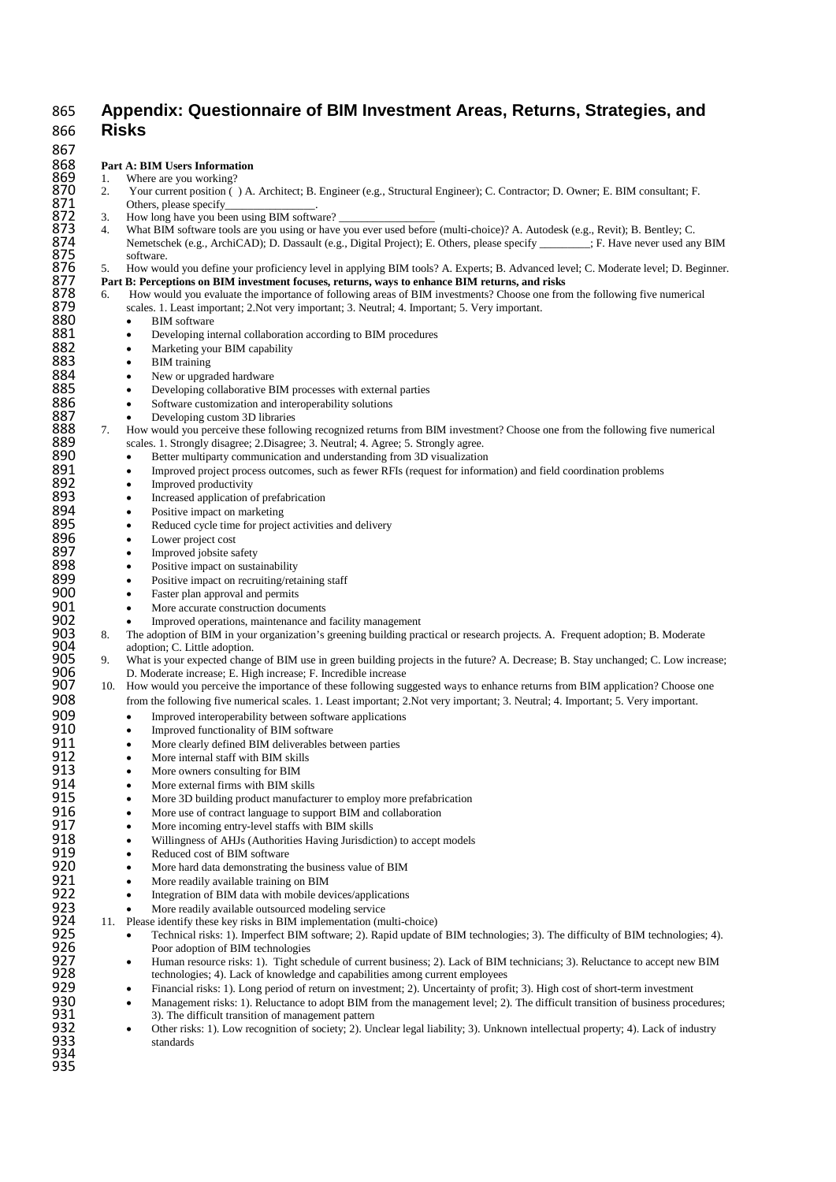# Appendix: Questionnaire of BIM Investment Areas, Returns, Strategies, and Risks

**Part A: BIM Users Information**

1. Where are you working?
2. Your current position ( ) A. Architect; B. Engineer (e.g., Structural Engineer); C. Contractor; D. Owner; E. BIM consultant; F. Others, please specify________________.
3. How long have you been using BIM software? _________________
4. What BIM software tools are you using or have you ever used before (multi-choice)? A. Autodesk (e.g., Revit); B. Bentley; C. Nemetschek (e.g., ArchiCAD); D. Dassault (e.g., Digital Project); E. Others, please specify _________; F. Have never used any BIM software.
5. How would you define your proficiency level in applying BIM tools? A. Experts; B. Advanced level; C. Moderate level; D. Beginner.

**Part B: Perceptions on BIM investment focuses, returns, ways to enhance BIM returns, and risks**

6. How would you evaluate the importance of following areas of BIM investments? Choose one from the following five numerical scales. 1. Least important; 2.Not very important; 3. Neutral; 4. Important; 5. Very important.
   - BIM software
   - Developing internal collaboration according to BIM procedures
   - Marketing your BIM capability
   - BIM training
   - New or upgraded hardware
   - Developing collaborative BIM processes with external parties
   - Software customization and interoperability solutions
   - Developing custom 3D libraries
7. How would you perceive these following recognized returns from BIM investment? Choose one from the following five numerical scales. 1. Strongly disagree; 2.Disagree; 3. Neutral; 4. Agree; 5. Strongly agree.
   - Better multiparty communication and understanding from 3D visualization
   - Improved project process outcomes, such as fewer RFIs (request for information) and field coordination problems
   - Improved productivity
   - Increased application of prefabrication
   - Positive impact on marketing
   - Reduced cycle time for project activities and delivery
   - Lower project cost
   - Improved jobsite safety
   - Positive impact on sustainability
   - Positive impact on recruiting/retaining staff
   - Faster plan approval and permits
   - More accurate construction documents
   - Improved operations, maintenance and facility management
8. The adoption of BIM in your organization's greening building practical or research projects. A. Frequent adoption; B. Moderate adoption; C. Little adoption.
9. What is your expected change of BIM use in green building projects in the future? A. Decrease; B. Stay unchanged; C. Low increase; D. Moderate increase; E. High increase; F. Incredible increase
10. How would you perceive the importance of these following suggested ways to enhance returns from BIM application? Choose one from the following five numerical scales. 1. Least important; 2.Not very important; 3. Neutral; 4. Important; 5. Very important.
    - Improved interoperability between software applications
    - Improved functionality of BIM software
    - More clearly defined BIM deliverables between parties
    - More internal staff with BIM skills
    - More owners consulting for BIM
    - More external firms with BIM skills
    - More 3D building product manufacturer to employ more prefabrication
    - More use of contract language to support BIM and collaboration
    - More incoming entry-level staffs with BIM skills
    - Willingness of AHJs (Authorities Having Jurisdiction) to accept models
    - Reduced cost of BIM software
    - More hard data demonstrating the business value of BIM
    - More readily available training on BIM
    - Integration of BIM data with mobile devices/applications
    - More readily available outsourced modeling service
11. Please identify these key risks in BIM implementation (multi-choice)
    - Technical risks: 1). Imperfect BIM software; 2). Rapid update of BIM technologies; 3). The difficulty of BIM technologies; 4). Poor adoption of BIM technologies
    - Human resource risks: 1). Tight schedule of current business; 2). Lack of BIM technicians; 3). Reluctance to accept new BIM technologies; 4). Lack of knowledge and capabilities among current employees
    - Financial risks: 1). Long period of return on investment; 2). Uncertainty of profit; 3). High cost of short-term investment
    - Management risks: 1). Reluctance to adopt BIM from the management level; 2). The difficult transition of business procedures; 3). The difficult transition of management pattern
    - Other risks: 1). Low recognition of society; 2). Unclear legal liability; 3). Unknown intellectual property; 4). Lack of industry standards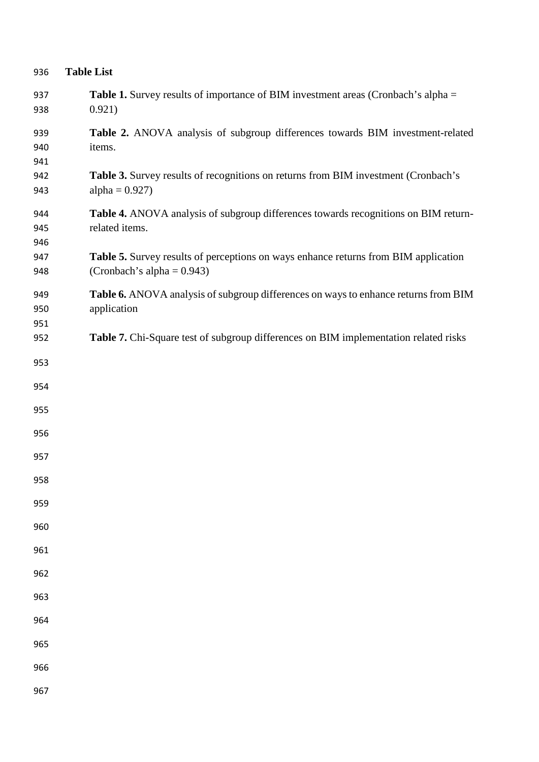## Table List

**Table 1.** Survey results of importance of BIM investment areas (Cronbach's alpha = 0.921)

**Table 2.** ANOVA analysis of subgroup differences towards BIM investment-related items.

**Table 3.** Survey results of recognitions on returns from BIM investment (Cronbach's alpha = 0.927)

**Table 4.** ANOVA analysis of subgroup differences towards recognitions on BIM return-related items.

**Table 5.** Survey results of perceptions on ways enhance returns from BIM application (Cronbach's alpha = 0.943)

**Table 6.** ANOVA analysis of subgroup differences on ways to enhance returns from BIM application

**Table 7.** Chi-Square test of subgroup differences on BIM implementation related risks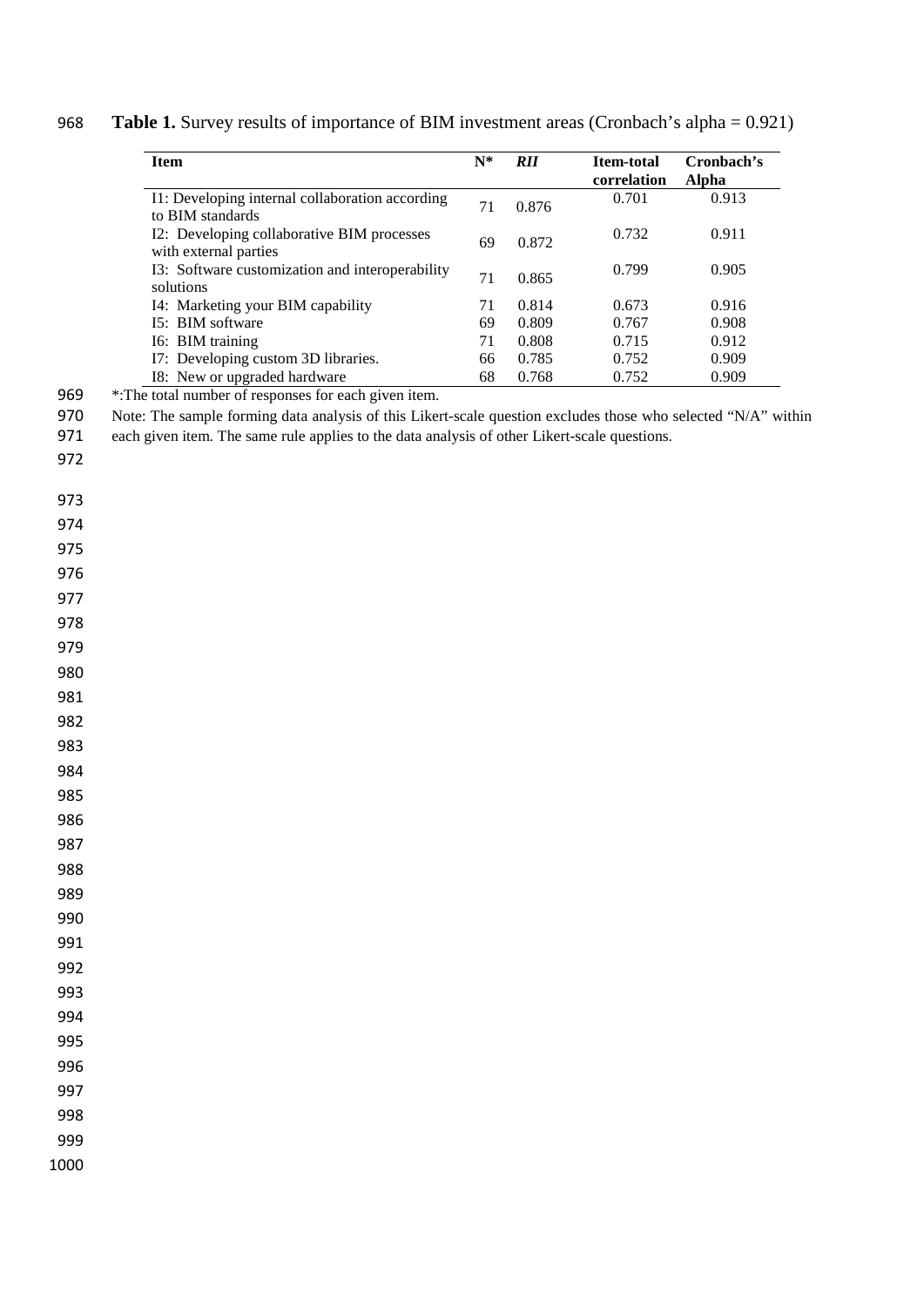**Table 1.** Survey results of importance of BIM investment areas (Cronbach's alpha = 0.921)

| Item | N* | *RII* | Item-total correlation | Cronbach's Alpha |
|---|---|---|---|---|
| I1: Developing internal collaboration according to BIM standards | 71 | 0.876 | 0.701 | 0.913 |
| I2: Developing collaborative BIM processes with external parties | 69 | 0.872 | 0.732 | 0.911 |
| I3: Software customization and interoperability solutions | 71 | 0.865 | 0.799 | 0.905 |
| I4: Marketing your BIM capability | 71 | 0.814 | 0.673 | 0.916 |
| I5: BIM software | 69 | 0.809 | 0.767 | 0.908 |
| I6: BIM training | 71 | 0.808 | 0.715 | 0.912 |
| I7: Developing custom 3D libraries. | 66 | 0.785 | 0.752 | 0.909 |
| I8: New or upgraded hardware | 68 | 0.768 | 0.752 | 0.909 |

*:The total number of responses for each given item.

Note: The sample forming data analysis of this Likert-scale question excludes those who selected "N/A" within each given item. The same rule applies to the data analysis of other Likert-scale questions.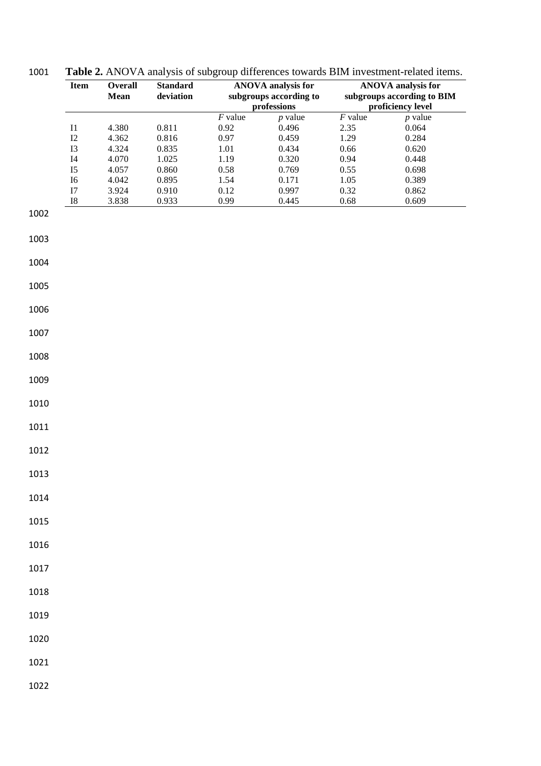**Table 2.** ANOVA analysis of subgroup differences towards BIM investment-related items.

| Item | Overall Mean | Standard deviation | ANOVA analysis for subgroups according to professions | | ANOVA analysis for subgroups according to BIM proficiency level | |
|---|---|---|---|---|---|---|
| | | | *F* value | *p* value | *F* value | *p* value |
| I1 | 4.380 | 0.811 | 0.92 | 0.496 | 2.35 | 0.064 |
| I2 | 4.362 | 0.816 | 0.97 | 0.459 | 1.29 | 0.284 |
| I3 | 4.324 | 0.835 | 1.01 | 0.434 | 0.66 | 0.620 |
| I4 | 4.070 | 1.025 | 1.19 | 0.320 | 0.94 | 0.448 |
| I5 | 4.057 | 0.860 | 0.58 | 0.769 | 0.55 | 0.698 |
| I6 | 4.042 | 0.895 | 1.54 | 0.171 | 1.05 | 0.389 |
| I7 | 3.924 | 0.910 | 0.12 | 0.997 | 0.32 | 0.862 |
| I8 | 3.838 | 0.933 | 0.99 | 0.445 | 0.68 | 0.609 |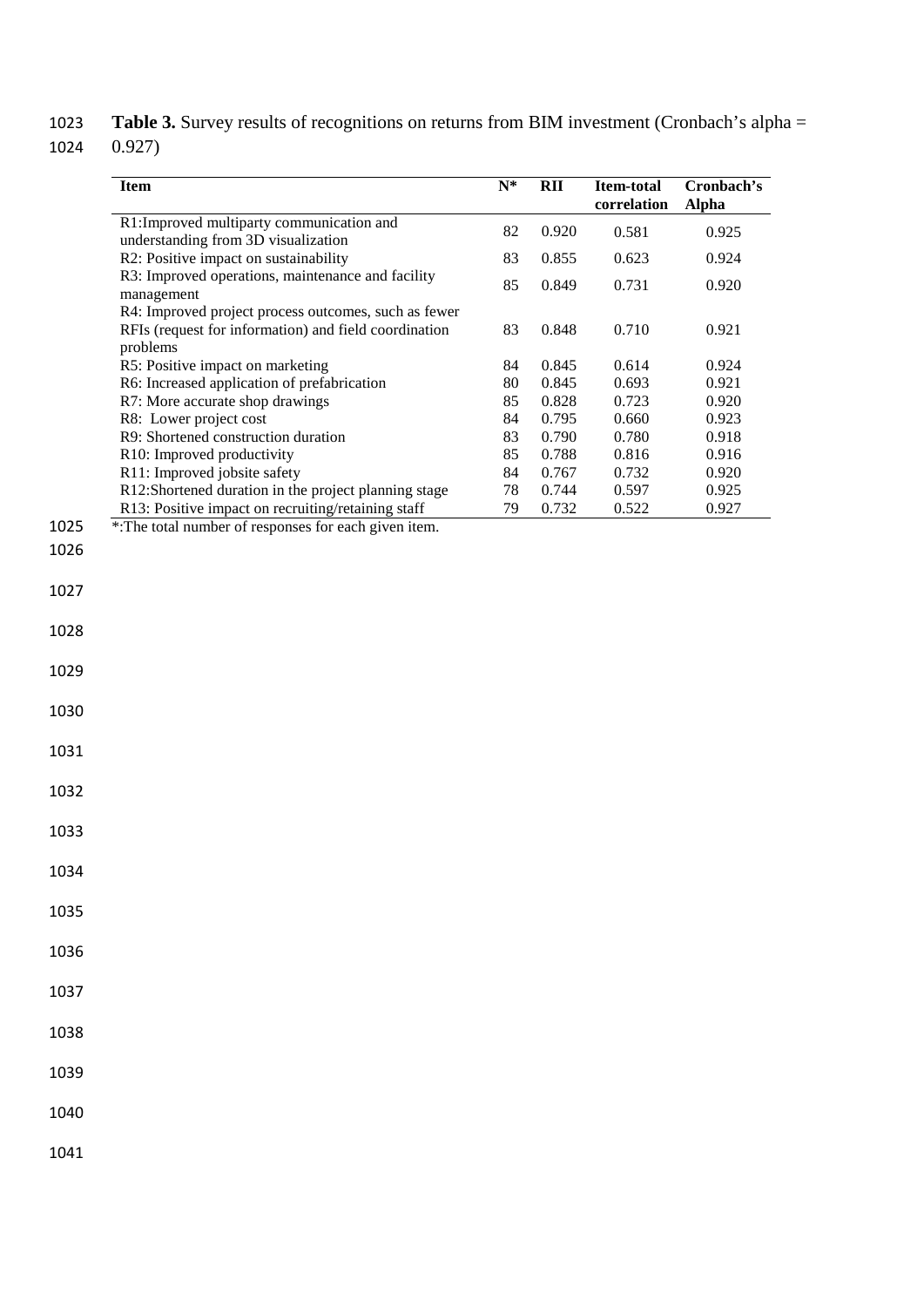**Table 3.** Survey results of recognitions on returns from BIM investment (Cronbach's alpha = 0.927)

| Item | N* | RII | Item-total correlation | Cronbach's Alpha |
|---|---|---|---|---|
| R1:Improved multiparty communication and understanding from 3D visualization | 82 | 0.920 | 0.581 | 0.925 |
| R2: Positive impact on sustainability | 83 | 0.855 | 0.623 | 0.924 |
| R3: Improved operations, maintenance and facility management | 85 | 0.849 | 0.731 | 0.920 |
| R4: Improved project process outcomes, such as fewer RFIs (request for information) and field coordination problems | 83 | 0.848 | 0.710 | 0.921 |
| R5: Positive impact on marketing | 84 | 0.845 | 0.614 | 0.924 |
| R6: Increased application of prefabrication | 80 | 0.845 | 0.693 | 0.921 |
| R7: More accurate shop drawings | 85 | 0.828 | 0.723 | 0.920 |
| R8: Lower project cost | 84 | 0.795 | 0.660 | 0.923 |
| R9: Shortened construction duration | 83 | 0.790 | 0.780 | 0.918 |
| R10: Improved productivity | 85 | 0.788 | 0.816 | 0.916 |
| R11: Improved jobsite safety | 84 | 0.767 | 0.732 | 0.920 |
| R12:Shortened duration in the project planning stage | 78 | 0.744 | 0.597 | 0.925 |
| R13: Positive impact on recruiting/retaining staff | 79 | 0.732 | 0.522 | 0.927 |

*:The total number of responses for each given item.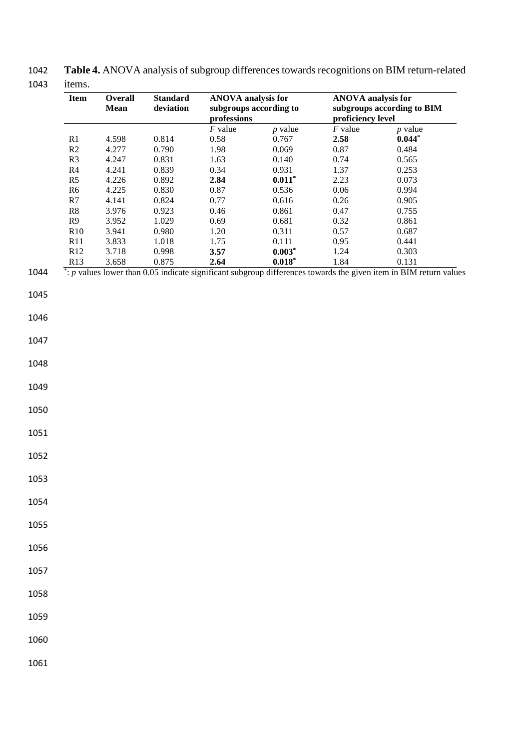**Table 4.** ANOVA analysis of subgroup differences towards recognitions on BIM return-related items.

| Item | Overall Mean | Standard deviation | ANOVA analysis for subgroups according to professions | | ANOVA analysis for subgroups according to BIM proficiency level | |
|---|---|---|---|---|---|---|
| | | | $F$ value | $p$ value | $F$ value | $p$ value |
| R1 | 4.598 | 0.814 | 0.58 | 0.767 | **2.58** | **0.044***[*] |
| R2 | 4.277 | 0.790 | 1.98 | 0.069 | 0.87 | 0.484 |
| R3 | 4.247 | 0.831 | 1.63 | 0.140 | 0.74 | 0.565 |
| R4 | 4.241 | 0.839 | 0.34 | 0.931 | 1.37 | 0.253 |
| R5 | 4.226 | 0.892 | **2.84** | **0.011**[*] | 2.23 | 0.073 |
| R6 | 4.225 | 0.830 | 0.87 | 0.536 | 0.06 | 0.994 |
| R7 | 4.141 | 0.824 | 0.77 | 0.616 | 0.26 | 0.905 |
| R8 | 3.976 | 0.923 | 0.46 | 0.861 | 0.47 | 0.755 |
| R9 | 3.952 | 1.029 | 0.69 | 0.681 | 0.32 | 0.861 |
| R10 | 3.941 | 0.980 | 1.20 | 0.311 | 0.57 | 0.687 |
| R11 | 3.833 | 1.018 | 1.75 | 0.111 | 0.95 | 0.441 |
| R12 | 3.718 | 0.998 | **3.57** | **0.003**[*] | 1.24 | 0.303 |
| R13 | 3.658 | 0.875 | **2.64** | **0.018**[*] | 1.84 | 0.131 |

[*]: $p$ values lower than 0.05 indicate significant subgroup differences towards the given item in BIM return values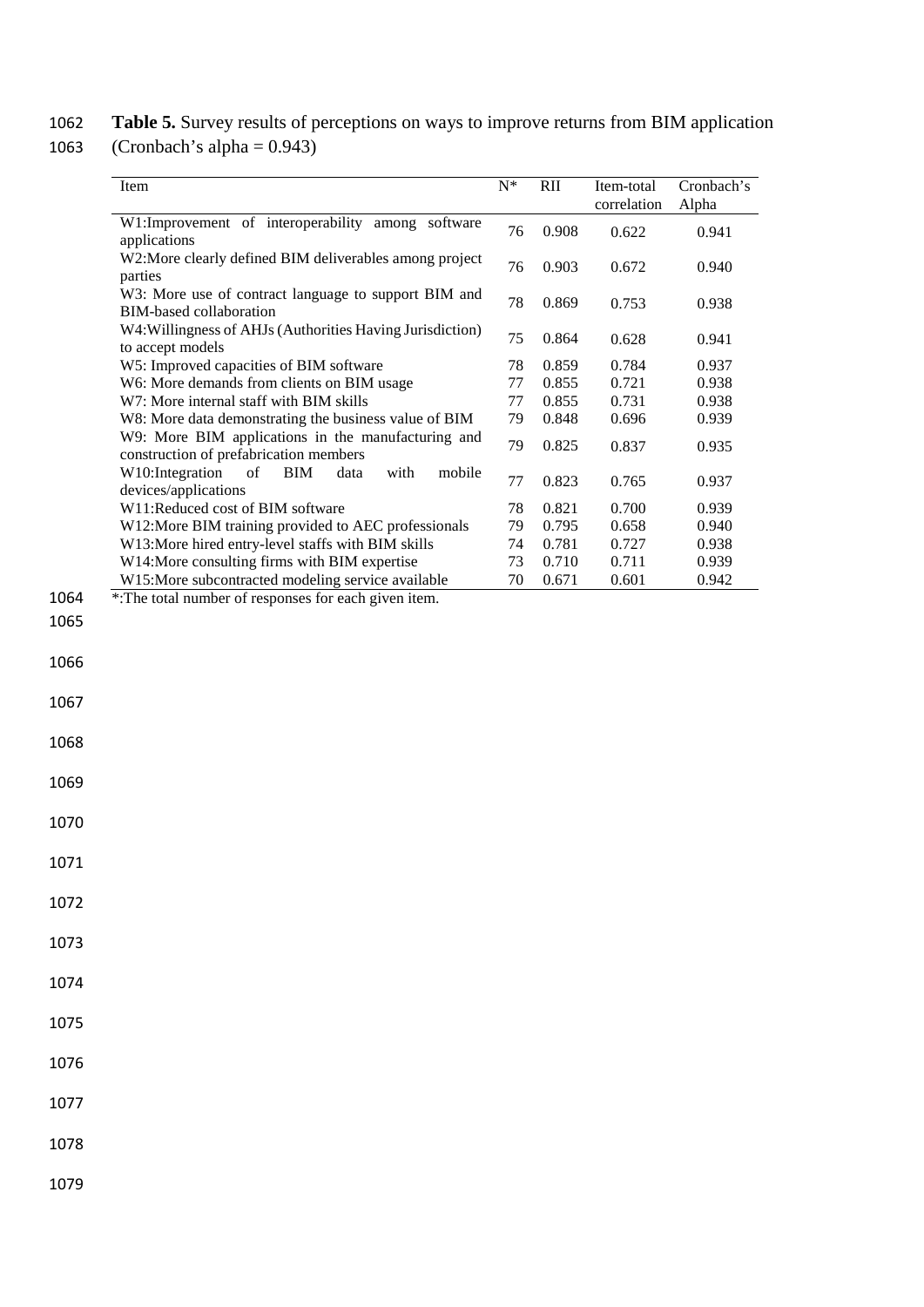**Table 5.** Survey results of perceptions on ways to improve returns from BIM application (Cronbach's alpha = 0.943)

| Item | N* | RII | Item-total correlation | Cronbach's Alpha |
|---|---|---|---|---|
| W1:Improvement of interoperability among software applications | 76 | 0.908 | 0.622 | 0.941 |
| W2:More clearly defined BIM deliverables among project parties | 76 | 0.903 | 0.672 | 0.940 |
| W3: More use of contract language to support BIM and BIM-based collaboration | 78 | 0.869 | 0.753 | 0.938 |
| W4:Willingness of AHJs (Authorities Having Jurisdiction) to accept models | 75 | 0.864 | 0.628 | 0.941 |
| W5: Improved capacities of BIM software | 78 | 0.859 | 0.784 | 0.937 |
| W6: More demands from clients on BIM usage | 77 | 0.855 | 0.721 | 0.938 |
| W7: More internal staff with BIM skills | 77 | 0.855 | 0.731 | 0.938 |
| W8: More data demonstrating the business value of BIM | 79 | 0.848 | 0.696 | 0.939 |
| W9: More BIM applications in the manufacturing and construction of prefabrication members | 79 | 0.825 | 0.837 | 0.935 |
| W10:Integration of BIM data with mobile devices/applications | 77 | 0.823 | 0.765 | 0.937 |
| W11:Reduced cost of BIM software | 78 | 0.821 | 0.700 | 0.939 |
| W12:More BIM training provided to AEC professionals | 79 | 0.795 | 0.658 | 0.940 |
| W13:More hired entry-level staffs with BIM skills | 74 | 0.781 | 0.727 | 0.938 |
| W14:More consulting firms with BIM expertise | 73 | 0.710 | 0.711 | 0.939 |
| W15:More subcontracted modeling service available | 70 | 0.671 | 0.601 | 0.942 |

*:The total number of responses for each given item.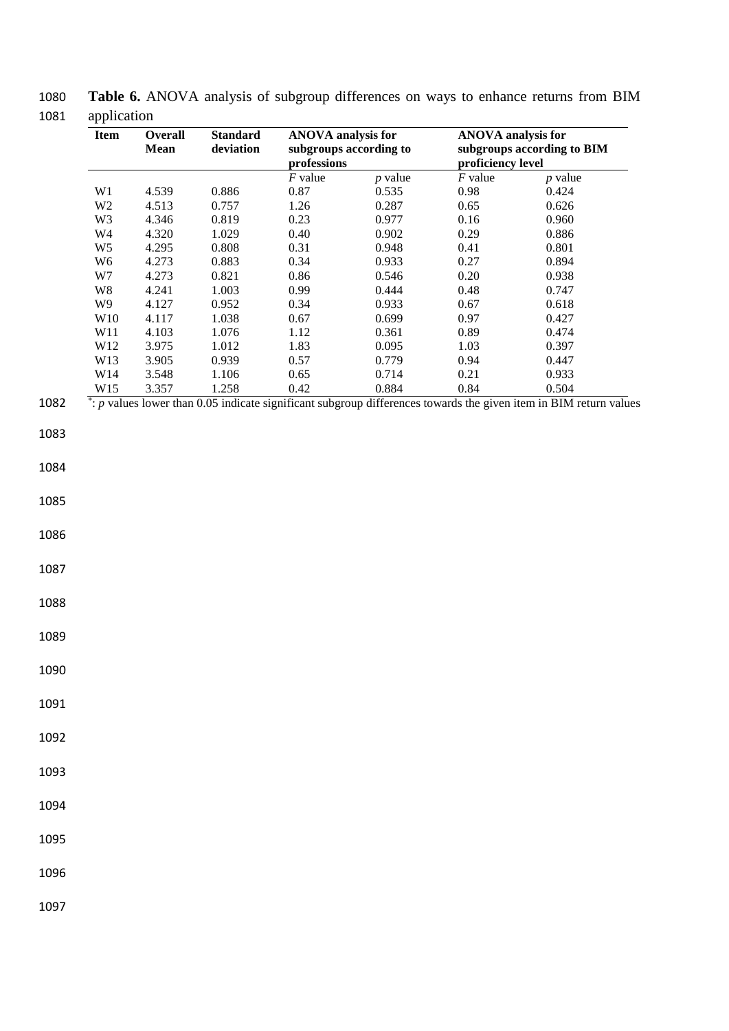**Table 6.** ANOVA analysis of subgroup differences on ways to enhance returns from BIM application

| Item | Overall Mean | Standard deviation | ANOVA analysis for subgroups according to professions | | ANOVA analysis for subgroups according to BIM proficiency level | |
|---|---|---|---|---|---|---|
| | | | *F* value | *p* value | *F* value | *p* value |
| W1 | 4.539 | 0.886 | 0.87 | 0.535 | 0.98 | 0.424 |
| W2 | 4.513 | 0.757 | 1.26 | 0.287 | 0.65 | 0.626 |
| W3 | 4.346 | 0.819 | 0.23 | 0.977 | 0.16 | 0.960 |
| W4 | 4.320 | 1.029 | 0.40 | 0.902 | 0.29 | 0.886 |
| W5 | 4.295 | 0.808 | 0.31 | 0.948 | 0.41 | 0.801 |
| W6 | 4.273 | 0.883 | 0.34 | 0.933 | 0.27 | 0.894 |
| W7 | 4.273 | 0.821 | 0.86 | 0.546 | 0.20 | 0.938 |
| W8 | 4.241 | 1.003 | 0.99 | 0.444 | 0.48 | 0.747 |
| W9 | 4.127 | 0.952 | 0.34 | 0.933 | 0.67 | 0.618 |
| W10 | 4.117 | 1.038 | 0.67 | 0.699 | 0.97 | 0.427 |
| W11 | 4.103 | 1.076 | 1.12 | 0.361 | 0.89 | 0.474 |
| W12 | 3.975 | 1.012 | 1.83 | 0.095 | 1.03 | 0.397 |
| W13 | 3.905 | 0.939 | 0.57 | 0.779 | 0.94 | 0.447 |
| W14 | 3.548 | 1.106 | 0.65 | 0.714 | 0.21 | 0.933 |
| W15 | 3.357 | 1.258 | 0.42 | 0.884 | 0.84 | 0.504 |

*: *p* values lower than 0.05 indicate significant subgroup differences towards the given item in BIM return values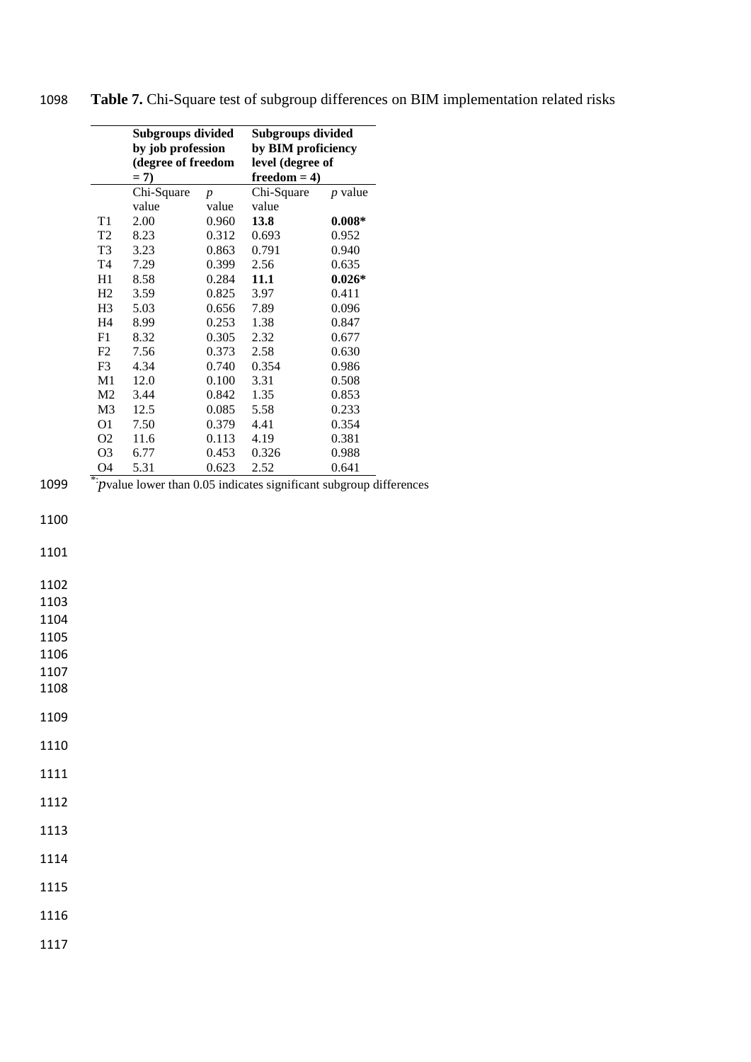**Table 7.** Chi-Square test of subgroup differences on BIM implementation related risks

| | **Subgroups divided by job profession (degree of freedom = 7)** | | **Subgroups divided by BIM proficiency level (degree of freedom = 4)** | |
|---|---|---|---|---|
| | Chi-Square value | *p* value | Chi-Square value | *p* value |
| T1 | 2.00 | 0.960 | **13.8** | **0.008*** |
| T2 | 8.23 | 0.312 | 0.693 | 0.952 |
| T3 | 3.23 | 0.863 | 0.791 | 0.940 |
| T4 | 7.29 | 0.399 | 2.56 | 0.635 |
| H1 | 8.58 | 0.284 | **11.1** | **0.026*** |
| H2 | 3.59 | 0.825 | 3.97 | 0.411 |
| H3 | 5.03 | 0.656 | 7.89 | 0.096 |
| H4 | 8.99 | 0.253 | 1.38 | 0.847 |
| F1 | 8.32 | 0.305 | 2.32 | 0.677 |
| F2 | 7.56 | 0.373 | 2.58 | 0.630 |
| F3 | 4.34 | 0.740 | 0.354 | 0.986 |
| M1 | 12.0 | 0.100 | 3.31 | 0.508 |
| M2 | 3.44 | 0.842 | 1.35 | 0.853 |
| M3 | 12.5 | 0.085 | 5.58 | 0.233 |
| O1 | 7.50 | 0.379 | 4.41 | 0.354 |
| O2 | 11.6 | 0.113 | 4.19 | 0.381 |
| O3 | 6.77 | 0.453 | 0.326 | 0.988 |
| O4 | 5.31 | 0.623 | 2.52 | 0.641 |

*: *p* value lower than 0.05 indicates significant subgroup differences